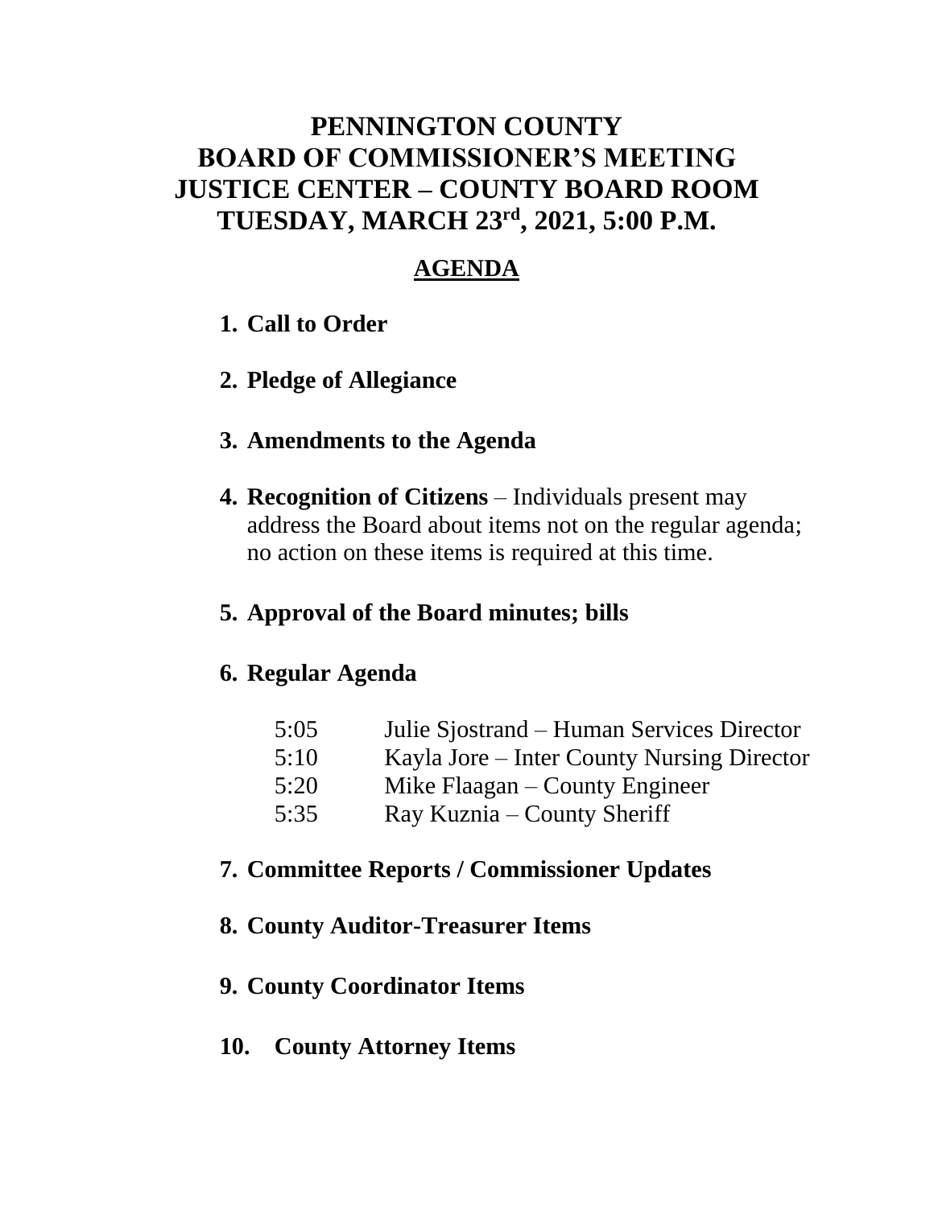# PENNINGTON COUNTY
# BOARD OF COMMISSIONER'S MEETING
# JUSTICE CENTER – COUNTY BOARD ROOM
# TUESDAY, MARCH 23rd, 2021, 5:00 P.M.

## AGENDA

1. **Call to Order**

2. **Pledge of Allegiance**

3. **Amendments to the Agenda**

4. **Recognition of Citizens** – Individuals present may address the Board about items not on the regular agenda; no action on these items is required at this time.

5. **Approval of the Board minutes; bills**

6. **Regular Agenda**

   5:05 Julie Sjostrand – Human Services Director
   5:10 Kayla Jore – Inter County Nursing Director
   5:20 Mike Flaagan – County Engineer
   5:35 Ray Kuznia – County Sheriff

7. **Committee Reports / Commissioner Updates**

8. **County Auditor-Treasurer Items**

9. **County Coordinator Items**

10. **County Attorney Items**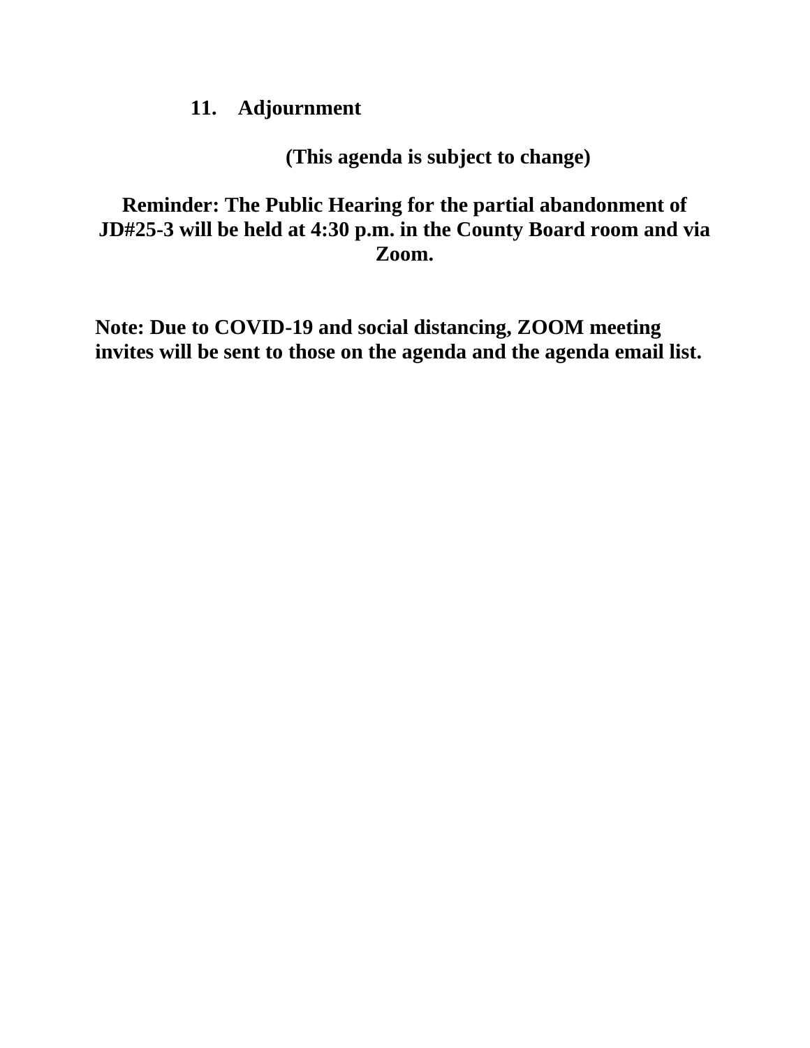11. **Adjournment**

**(This agenda is subject to change)**

**Reminder: The Public Hearing for the partial abandonment of JD#25-3 will be held at 4:30 p.m. in the County Board room and via Zoom.**

**Note: Due to COVID-19 and social distancing, ZOOM meeting invites will be sent to those on the agenda and the agenda email list.**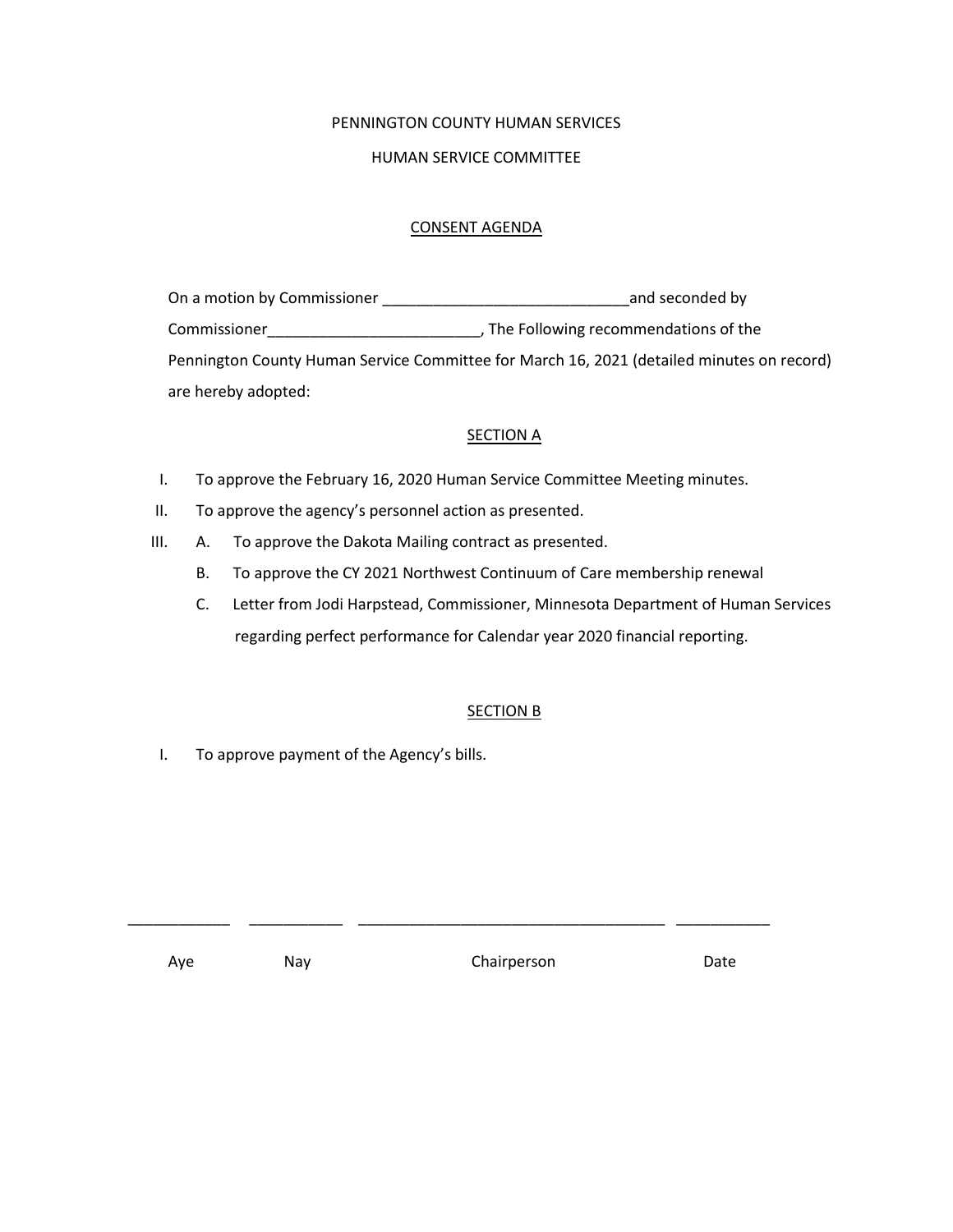PENNINGTON COUNTY HUMAN SERVICES

HUMAN SERVICE COMMITTEE

CONSENT AGENDA

On a motion by Commissioner ____________________________and seconded by Commissioner________________________, The Following recommendations of the Pennington County Human Service Committee for March 16, 2021 (detailed minutes on record) are hereby adopted:

SECTION A

I. To approve the February 16, 2020 Human Service Committee Meeting minutes.

II. To approve the agency's personnel action as presented.

III. A. To approve the Dakota Mailing contract as presented.

  B. To approve the CY 2021 Northwest Continuum of Care membership renewal

  C. Letter from Jodi Harpstead, Commissioner, Minnesota Department of Human Services regarding perfect performance for Calendar year 2020 financial reporting.

SECTION B

I. To approve payment of the Agency's bills.

| ____________ | ___________ | ____________________________________ | ___________ |
|---|---|---|---|
| Aye | Nay | Chairperson | Date |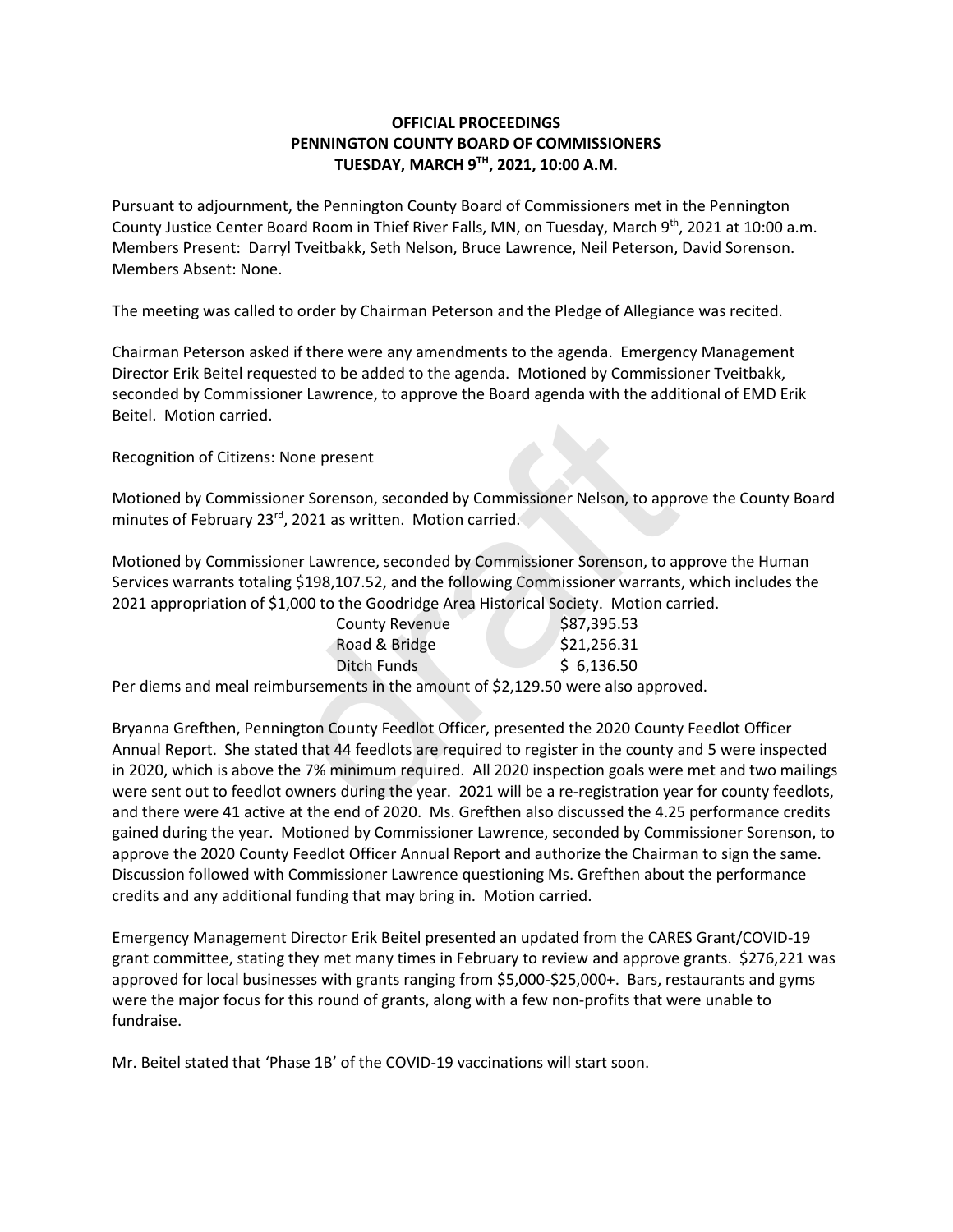**OFFICIAL PROCEEDINGS**
**PENNINGTON COUNTY BOARD OF COMMISSIONERS**
**TUESDAY, MARCH 9TH, 2021, 10:00 A.M.**

Pursuant to adjournment, the Pennington County Board of Commissioners met in the Pennington County Justice Center Board Room in Thief River Falls, MN, on Tuesday, March 9th, 2021 at 10:00 a.m. Members Present: Darryl Tveitbakk, Seth Nelson, Bruce Lawrence, Neil Peterson, David Sorenson. Members Absent: None.

The meeting was called to order by Chairman Peterson and the Pledge of Allegiance was recited.

Chairman Peterson asked if there were any amendments to the agenda. Emergency Management Director Erik Beitel requested to be added to the agenda. Motioned by Commissioner Tveitbakk, seconded by Commissioner Lawrence, to approve the Board agenda with the additional of EMD Erik Beitel. Motion carried.

Recognition of Citizens: None present

Motioned by Commissioner Sorenson, seconded by Commissioner Nelson, to approve the County Board minutes of February 23rd, 2021 as written. Motion carried.

Motioned by Commissioner Lawrence, seconded by Commissioner Sorenson, to approve the Human Services warrants totaling $198,107.52, and the following Commissioner warrants, which includes the 2021 appropriation of $1,000 to the Goodridge Area Historical Society. Motion carried.

| | |
|---|---|
| County Revenue | $87,395.53 |
| Road & Bridge | $21,256.31 |
| Ditch Funds | $ 6,136.50 |

Per diems and meal reimbursements in the amount of $2,129.50 were also approved.

Bryanna Grefthen, Pennington County Feedlot Officer, presented the 2020 County Feedlot Officer Annual Report. She stated that 44 feedlots are required to register in the county and 5 were inspected in 2020, which is above the 7% minimum required. All 2020 inspection goals were met and two mailings were sent out to feedlot owners during the year. 2021 will be a re-registration year for county feedlots, and there were 41 active at the end of 2020. Ms. Grefthen also discussed the 4.25 performance credits gained during the year. Motioned by Commissioner Lawrence, seconded by Commissioner Sorenson, to approve the 2020 County Feedlot Officer Annual Report and authorize the Chairman to sign the same. Discussion followed with Commissioner Lawrence questioning Ms. Grefthen about the performance credits and any additional funding that may bring in. Motion carried.

Emergency Management Director Erik Beitel presented an updated from the CARES Grant/COVID-19 grant committee, stating they met many times in February to review and approve grants. $276,221 was approved for local businesses with grants ranging from $5,000-$25,000+. Bars, restaurants and gyms were the major focus for this round of grants, along with a few non-profits that were unable to fundraise.

Mr. Beitel stated that 'Phase 1B' of the COVID-19 vaccinations will start soon.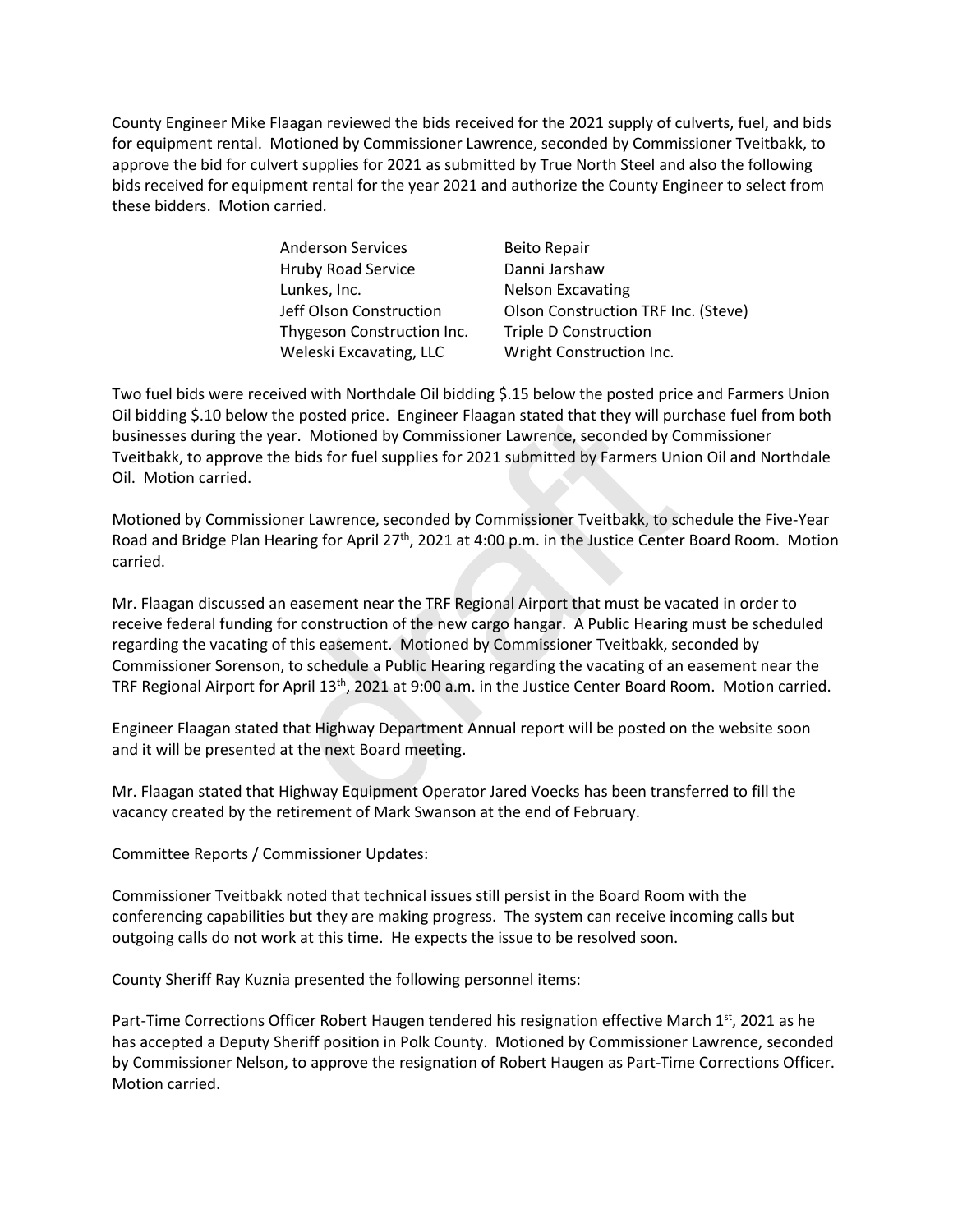County Engineer Mike Flaagan reviewed the bids received for the 2021 supply of culverts, fuel, and bids for equipment rental. Motioned by Commissioner Lawrence, seconded by Commissioner Tveitbakk, to approve the bid for culvert supplies for 2021 as submitted by True North Steel and also the following bids received for equipment rental for the year 2021 and authorize the County Engineer to select from these bidders. Motion carried.

| | |
|---|---|
| Anderson Services | Beito Repair |
| Hruby Road Service | Danni Jarshaw |
| Lunkes, Inc. | Nelson Excavating |
| Jeff Olson Construction | Olson Construction TRF Inc. (Steve) |
| Thygeson Construction Inc. | Triple D Construction |
| Weleski Excavating, LLC | Wright Construction Inc. |

Two fuel bids were received with Northdale Oil bidding $.15 below the posted price and Farmers Union Oil bidding $.10 below the posted price. Engineer Flaagan stated that they will purchase fuel from both businesses during the year. Motioned by Commissioner Lawrence, seconded by Commissioner Tveitbakk, to approve the bids for fuel supplies for 2021 submitted by Farmers Union Oil and Northdale Oil. Motion carried.

Motioned by Commissioner Lawrence, seconded by Commissioner Tveitbakk, to schedule the Five-Year Road and Bridge Plan Hearing for April 27th, 2021 at 4:00 p.m. in the Justice Center Board Room. Motion carried.

Mr. Flaagan discussed an easement near the TRF Regional Airport that must be vacated in order to receive federal funding for construction of the new cargo hangar. A Public Hearing must be scheduled regarding the vacating of this easement. Motioned by Commissioner Tveitbakk, seconded by Commissioner Sorenson, to schedule a Public Hearing regarding the vacating of an easement near the TRF Regional Airport for April 13th, 2021 at 9:00 a.m. in the Justice Center Board Room. Motion carried.

Engineer Flaagan stated that Highway Department Annual report will be posted on the website soon and it will be presented at the next Board meeting.

Mr. Flaagan stated that Highway Equipment Operator Jared Voecks has been transferred to fill the vacancy created by the retirement of Mark Swanson at the end of February.

Committee Reports / Commissioner Updates:

Commissioner Tveitbakk noted that technical issues still persist in the Board Room with the conferencing capabilities but they are making progress. The system can receive incoming calls but outgoing calls do not work at this time. He expects the issue to be resolved soon.

County Sheriff Ray Kuznia presented the following personnel items:

Part-Time Corrections Officer Robert Haugen tendered his resignation effective March 1st, 2021 as he has accepted a Deputy Sheriff position in Polk County. Motioned by Commissioner Lawrence, seconded by Commissioner Nelson, to approve the resignation of Robert Haugen as Part-Time Corrections Officer. Motion carried.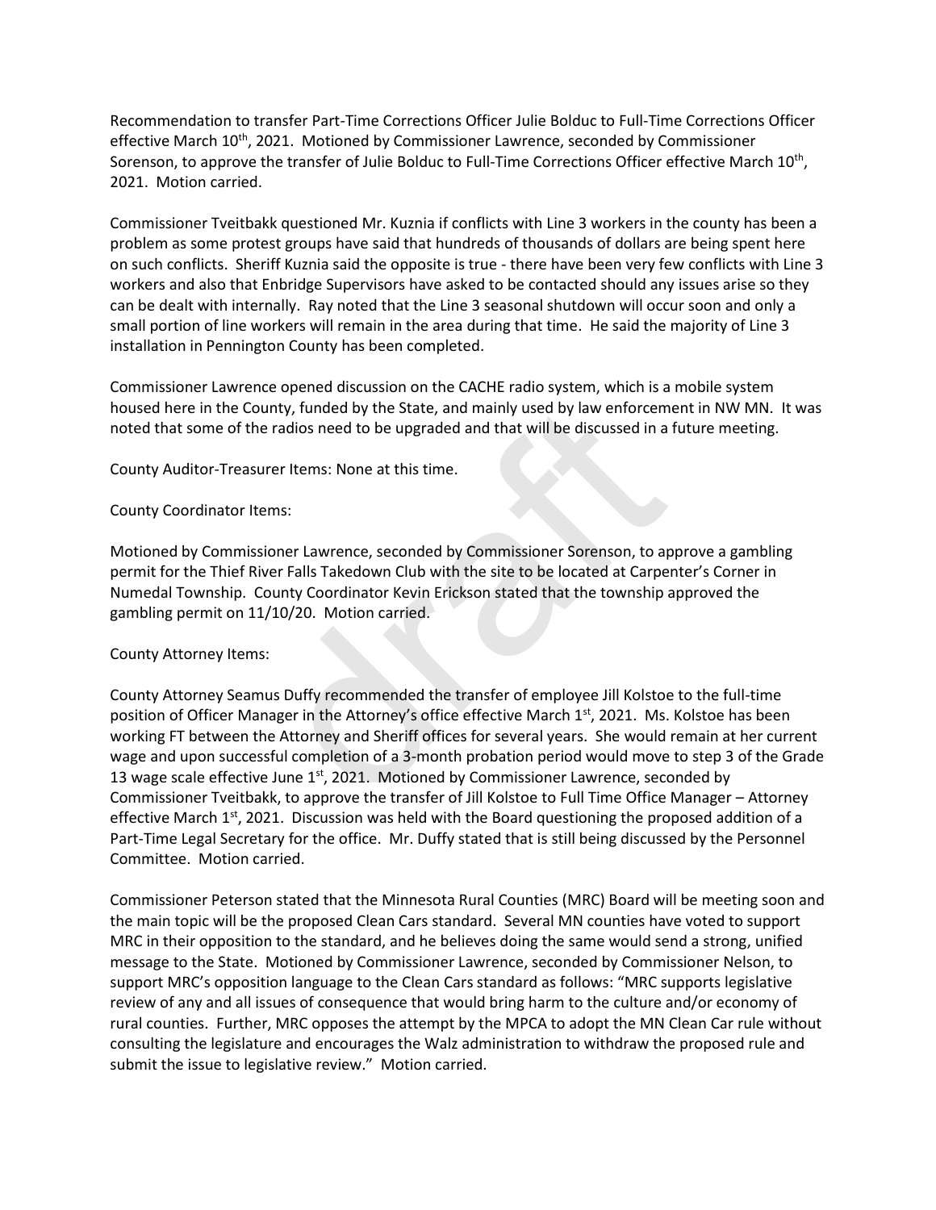Recommendation to transfer Part-Time Corrections Officer Julie Bolduc to Full-Time Corrections Officer effective March 10th, 2021. Motioned by Commissioner Lawrence, seconded by Commissioner Sorenson, to approve the transfer of Julie Bolduc to Full-Time Corrections Officer effective March 10th, 2021. Motion carried.

Commissioner Tveitbakk questioned Mr. Kuznia if conflicts with Line 3 workers in the county has been a problem as some protest groups have said that hundreds of thousands of dollars are being spent here on such conflicts. Sheriff Kuznia said the opposite is true - there have been very few conflicts with Line 3 workers and also that Enbridge Supervisors have asked to be contacted should any issues arise so they can be dealt with internally. Ray noted that the Line 3 seasonal shutdown will occur soon and only a small portion of line workers will remain in the area during that time. He said the majority of Line 3 installation in Pennington County has been completed.

Commissioner Lawrence opened discussion on the CACHE radio system, which is a mobile system housed here in the County, funded by the State, and mainly used by law enforcement in NW MN. It was noted that some of the radios need to be upgraded and that will be discussed in a future meeting.

County Auditor-Treasurer Items: None at this time.

County Coordinator Items:

Motioned by Commissioner Lawrence, seconded by Commissioner Sorenson, to approve a gambling permit for the Thief River Falls Takedown Club with the site to be located at Carpenter's Corner in Numedal Township. County Coordinator Kevin Erickson stated that the township approved the gambling permit on 11/10/20. Motion carried.

County Attorney Items:

County Attorney Seamus Duffy recommended the transfer of employee Jill Kolstoe to the full-time position of Officer Manager in the Attorney's office effective March 1st, 2021. Ms. Kolstoe has been working FT between the Attorney and Sheriff offices for several years. She would remain at her current wage and upon successful completion of a 3-month probation period would move to step 3 of the Grade 13 wage scale effective June 1st, 2021. Motioned by Commissioner Lawrence, seconded by Commissioner Tveitbakk, to approve the transfer of Jill Kolstoe to Full Time Office Manager – Attorney effective March 1st, 2021. Discussion was held with the Board questioning the proposed addition of a Part-Time Legal Secretary for the office. Mr. Duffy stated that is still being discussed by the Personnel Committee. Motion carried.

Commissioner Peterson stated that the Minnesota Rural Counties (MRC) Board will be meeting soon and the main topic will be the proposed Clean Cars standard. Several MN counties have voted to support MRC in their opposition to the standard, and he believes doing the same would send a strong, unified message to the State. Motioned by Commissioner Lawrence, seconded by Commissioner Nelson, to support MRC's opposition language to the Clean Cars standard as follows: "MRC supports legislative review of any and all issues of consequence that would bring harm to the culture and/or economy of rural counties. Further, MRC opposes the attempt by the MPCA to adopt the MN Clean Car rule without consulting the legislature and encourages the Walz administration to withdraw the proposed rule and submit the issue to legislative review." Motion carried.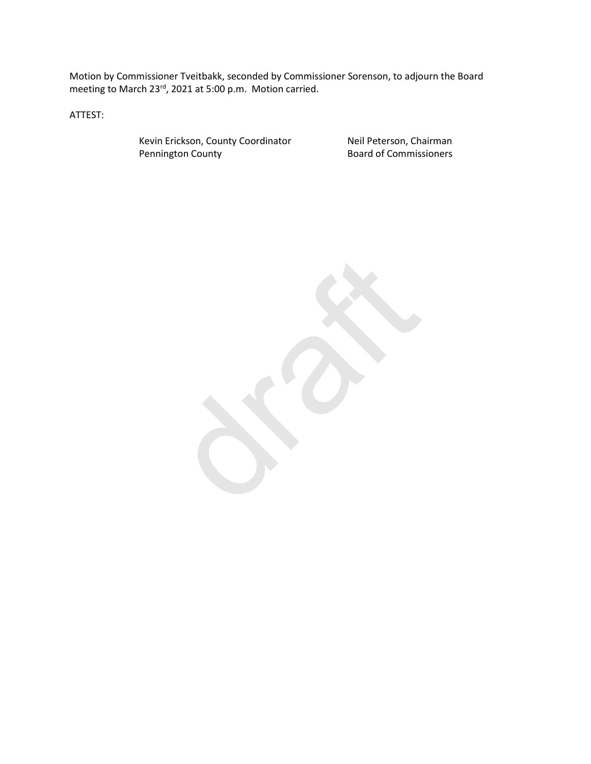Motion by Commissioner Tveitbakk, seconded by Commissioner Sorenson, to adjourn the Board meeting to March 23rd, 2021 at 5:00 p.m. Motion carried.

ATTEST:

Kevin Erickson, County Coordinator
Pennington County

Neil Peterson, Chairman
Board of Commissioners

draft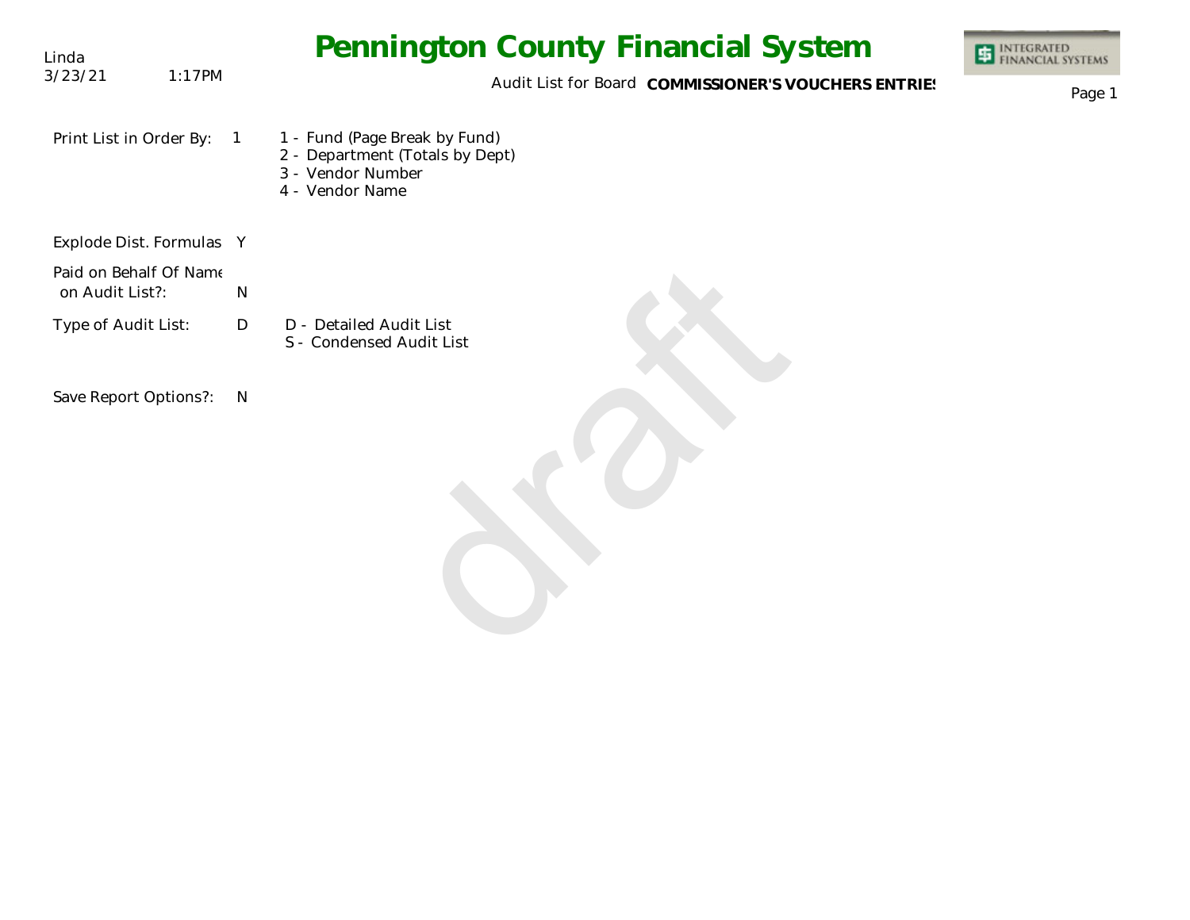Linda
3/23/21 1:17PM

# Pennington County Financial System

Audit List for Board **COMMISSIONER'S VOUCHERS ENTRIES**

Print List in Order By: 1

- 1 - Fund (Page Break by Fund)
- 2 - Department (Totals by Dept)
- 3 - Vendor Number
- 4 - Vendor Name

Explode Dist. Formulas Y

Paid on Behalf Of Name on Audit List?: N

Type of Audit List: D

- D - Detailed Audit List
- S - Condensed Audit List

Save Report Options?: N

draft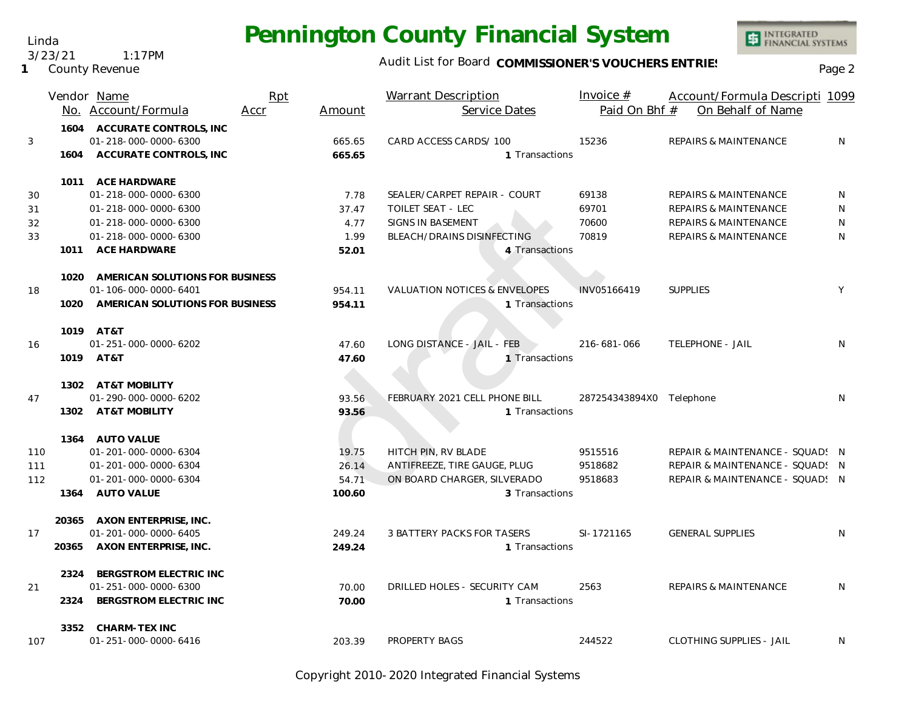# Pennington County Financial System

Linda
3/23/21 1:17PM
**1** County Revenue

Audit List for Board **COMMISSIONER'S VOUCHERS ENTRIES**

| | Vendor No. | Name / Account/Formula | Rpt Accr | Amount | Warrant Description / Service Dates | Invoice # / Paid On Bhf # | Account/Formula Description / On Behalf of Name | 1099 |
|---|---|---|---|---|---|---|---|---|
| | 1604 | **ACCURATE CONTROLS, INC** | | | | | | |
| 3 | | 01-218-000-0000-6300 | | 665.65 | CARD ACCESS CARDS/ 100 | 15236 | REPAIRS & MAINTENANCE | N |
| | 1604 | **ACCURATE CONTROLS, INC** | | **665.65** | 1 Transactions | | | |
| | 1011 | **ACE HARDWARE** | | | | | | |
| 30 | | 01-218-000-0000-6300 | | 7.78 | SEALER/CARPET REPAIR - COURT | 69138 | REPAIRS & MAINTENANCE | N |
| 31 | | 01-218-000-0000-6300 | | 37.47 | TOILET SEAT - LEC | 69701 | REPAIRS & MAINTENANCE | N |
| 32 | | 01-218-000-0000-6300 | | 4.77 | SIGNS IN BASEMENT | 70600 | REPAIRS & MAINTENANCE | N |
| 33 | | 01-218-000-0000-6300 | | 1.99 | BLEACH/DRAINS DISINFECTING | 70819 | REPAIRS & MAINTENANCE | N |
| | 1011 | **ACE HARDWARE** | | **52.01** | 4 Transactions | | | |
| | 1020 | **AMERICAN SOLUTIONS FOR BUSINESS** | | | | | | |
| 18 | | 01-106-000-0000-6401 | | 954.11 | VALUATION NOTICES & ENVELOPES | INV05166419 | SUPPLIES | Y |
| | 1020 | **AMERICAN SOLUTIONS FOR BUSINESS** | | **954.11** | 1 Transactions | | | |
| | 1019 | **AT&T** | | | | | | |
| 16 | | 01-251-000-0000-6202 | | 47.60 | LONG DISTANCE - JAIL - FEB | 216-681-066 | TELEPHONE - JAIL | N |
| | 1019 | **AT&T** | | **47.60** | 1 Transactions | | | |
| | 1302 | **AT&T MOBILITY** | | | | | | |
| 47 | | 01-290-000-0000-6202 | | 93.56 | FEBRUARY 2021 CELL PHONE BILL | 287254343894X0 | Telephone | N |
| | 1302 | **AT&T MOBILITY** | | **93.56** | 1 Transactions | | | |
| | 1364 | **AUTO VALUE** | | | | | | |
| 110 | | 01-201-000-0000-6304 | | 19.75 | HITCH PIN, RV BLADE | 9515516 | REPAIR & MAINTENANCE - SQUADS | N |
| 111 | | 01-201-000-0000-6304 | | 26.14 | ANTIFREEZE, TIRE GAUGE, PLUG | 9518682 | REPAIR & MAINTENANCE - SQUADS | N |
| 112 | | 01-201-000-0000-6304 | | 54.71 | ON BOARD CHARGER, SILVERADO | 9518683 | REPAIR & MAINTENANCE - SQUADS | N |
| | 1364 | **AUTO VALUE** | | **100.60** | 3 Transactions | | | |
| | 20365 | **AXON ENTERPRISE, INC.** | | | | | | |
| 17 | | 01-201-000-0000-6405 | | 249.24 | 3 BATTERY PACKS FOR TASERS | SI-1721165 | GENERAL SUPPLIES | N |
| | 20365 | **AXON ENTERPRISE, INC.** | | **249.24** | 1 Transactions | | | |
| | 2324 | **BERGSTROM ELECTRIC INC** | | | | | | |
| 21 | | 01-251-000-0000-6300 | | 70.00 | DRILLED HOLES - SECURITY CAM | 2563 | REPAIRS & MAINTENANCE | N |
| | 2324 | **BERGSTROM ELECTRIC INC** | | **70.00** | 1 Transactions | | | |
| | 3352 | **CHARM-TEX INC** | | | | | | |
| 107 | | 01-251-000-0000-6416 | | 203.39 | PROPERTY BAGS | 244522 | CLOTHING SUPPLIES - JAIL | N |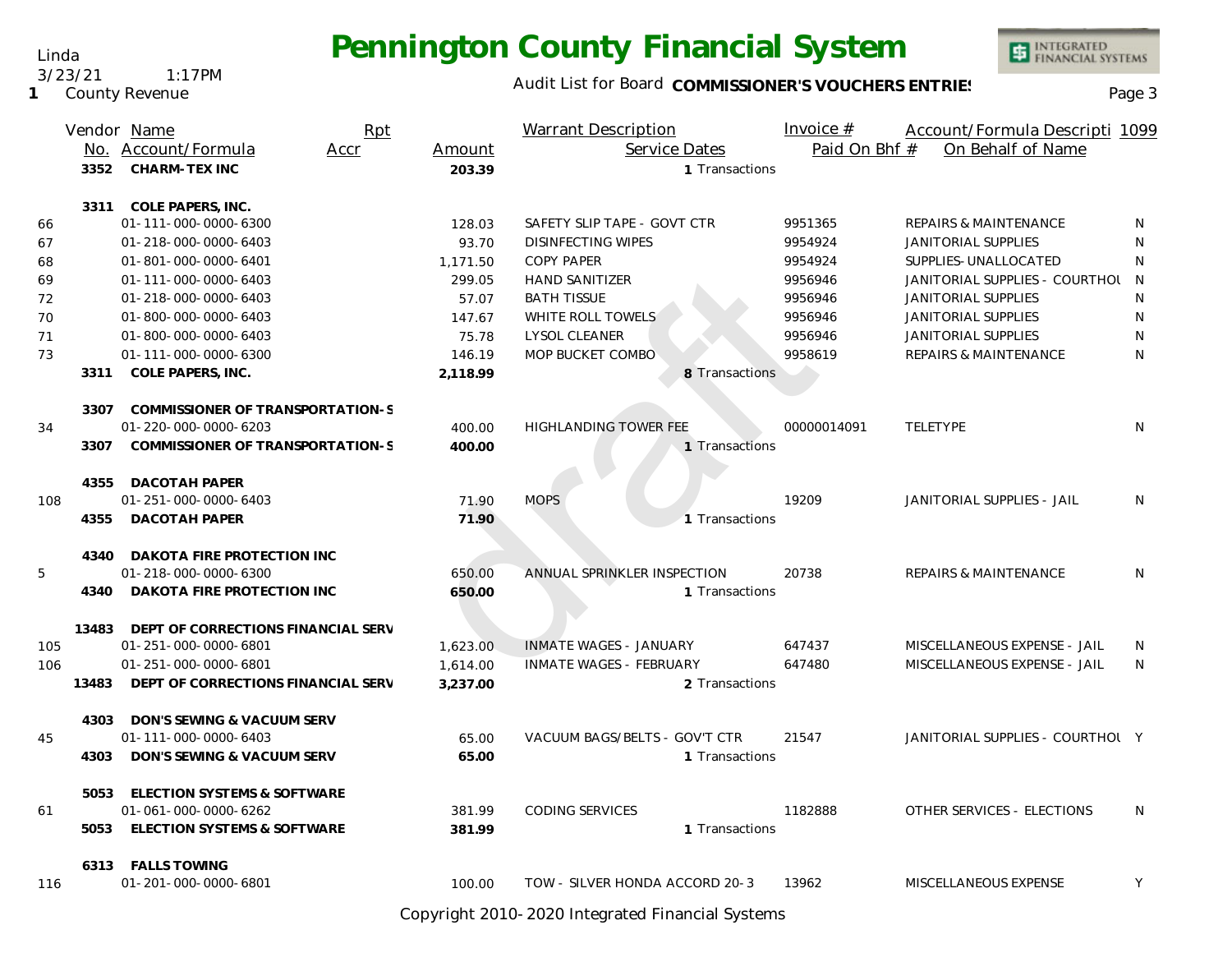# Pennington County Financial System

Linda
3/23/21 1:17PM
1 County Revenue

Audit List for Board **COMMISSIONER'S VOUCHERS ENTRIES**

| | Vendor No. | Name / Account/Formula | Rpt Accr | Amount | Warrant Description / Service Dates | Invoice # / Paid On Bhf # | Account/Formula Descripti / On Behalf of Name | 1099 |
|---|---|---|---|---|---|---|---|---|
| | 3352 | **CHARM-TEX INC** | | **203.39** | 1 Transactions | | | |
| | 3311 | **COLE PAPERS, INC.** | | | | | | |
| 66 | | 01-111-000-0000-6300 | | 128.03 | SAFETY SLIP TAPE - GOVT CTR | 9951365 | REPAIRS & MAINTENANCE | N |
| 67 | | 01-218-000-0000-6403 | | 93.70 | DISINFECTING WIPES | 9954924 | JANITORIAL SUPPLIES | N |
| 68 | | 01-801-000-0000-6401 | | 1,171.50 | COPY PAPER | 9954924 | SUPPLIES-UNALLOCATED | N |
| 69 | | 01-111-000-0000-6403 | | 299.05 | HAND SANITIZER | 9956946 | JANITORIAL SUPPLIES - COURTHOU | N |
| 72 | | 01-218-000-0000-6403 | | 57.07 | BATH TISSUE | 9956946 | JANITORIAL SUPPLIES | N |
| 70 | | 01-800-000-0000-6403 | | 147.67 | WHITE ROLL TOWELS | 9956946 | JANITORIAL SUPPLIES | N |
| 71 | | 01-800-000-0000-6403 | | 75.78 | LYSOL CLEANER | 9956946 | JANITORIAL SUPPLIES | N |
| 73 | | 01-111-000-0000-6300 | | 146.19 | MOP BUCKET COMBO | 9958619 | REPAIRS & MAINTENANCE | N |
| | 3311 | **COLE PAPERS, INC.** | | **2,118.99** | 8 Transactions | | | |
| | 3307 | **COMMISSIONER OF TRANSPORTATION-S** | | | | | | |
| 34 | | 01-220-000-0000-6203 | | 400.00 | HIGHLANDING TOWER FEE | 00000014091 | TELETYPE | N |
| | 3307 | **COMMISSIONER OF TRANSPORTATION-S** | | **400.00** | 1 Transactions | | | |
| | 4355 | **DACOTAH PAPER** | | | | | | |
| 108 | | 01-251-000-0000-6403 | | 71.90 | MOPS | 19209 | JANITORIAL SUPPLIES - JAIL | N |
| | 4355 | **DACOTAH PAPER** | | **71.90** | 1 Transactions | | | |
| | 4340 | **DAKOTA FIRE PROTECTION INC** | | | | | | |
| 5 | | 01-218-000-0000-6300 | | 650.00 | ANNUAL SPRINKLER INSPECTION | 20738 | REPAIRS & MAINTENANCE | N |
| | 4340 | **DAKOTA FIRE PROTECTION INC** | | **650.00** | 1 Transactions | | | |
| | 13483 | **DEPT OF CORRECTIONS FINANCIAL SERV** | | | | | | |
| 105 | | 01-251-000-0000-6801 | | 1,623.00 | INMATE WAGES - JANUARY | 647437 | MISCELLANEOUS EXPENSE - JAIL | N |
| 106 | | 01-251-000-0000-6801 | | 1,614.00 | INMATE WAGES - FEBRUARY | 647480 | MISCELLANEOUS EXPENSE - JAIL | N |
| | 13483 | **DEPT OF CORRECTIONS FINANCIAL SERV** | | **3,237.00** | 2 Transactions | | | |
| | 4303 | **DON'S SEWING & VACUUM SERV** | | | | | | |
| 45 | | 01-111-000-0000-6403 | | 65.00 | VACUUM BAGS/BELTS - GOV'T CTR | 21547 | JANITORIAL SUPPLIES - COURTHOU | Y |
| | 4303 | **DON'S SEWING & VACUUM SERV** | | **65.00** | 1 Transactions | | | |
| | 5053 | **ELECTION SYSTEMS & SOFTWARE** | | | | | | |
| 61 | | 01-061-000-0000-6262 | | 381.99 | CODING SERVICES | 1182888 | OTHER SERVICES - ELECTIONS | N |
| | 5053 | **ELECTION SYSTEMS & SOFTWARE** | | **381.99** | 1 Transactions | | | |
| | 6313 | **FALLS TOWING** | | | | | | |
| 116 | | 01-201-000-0000-6801 | | 100.00 | TOW - SILVER HONDA ACCORD 20-3 | 13962 | MISCELLANEOUS EXPENSE | Y |

Copyright 2010-2020 Integrated Financial Systems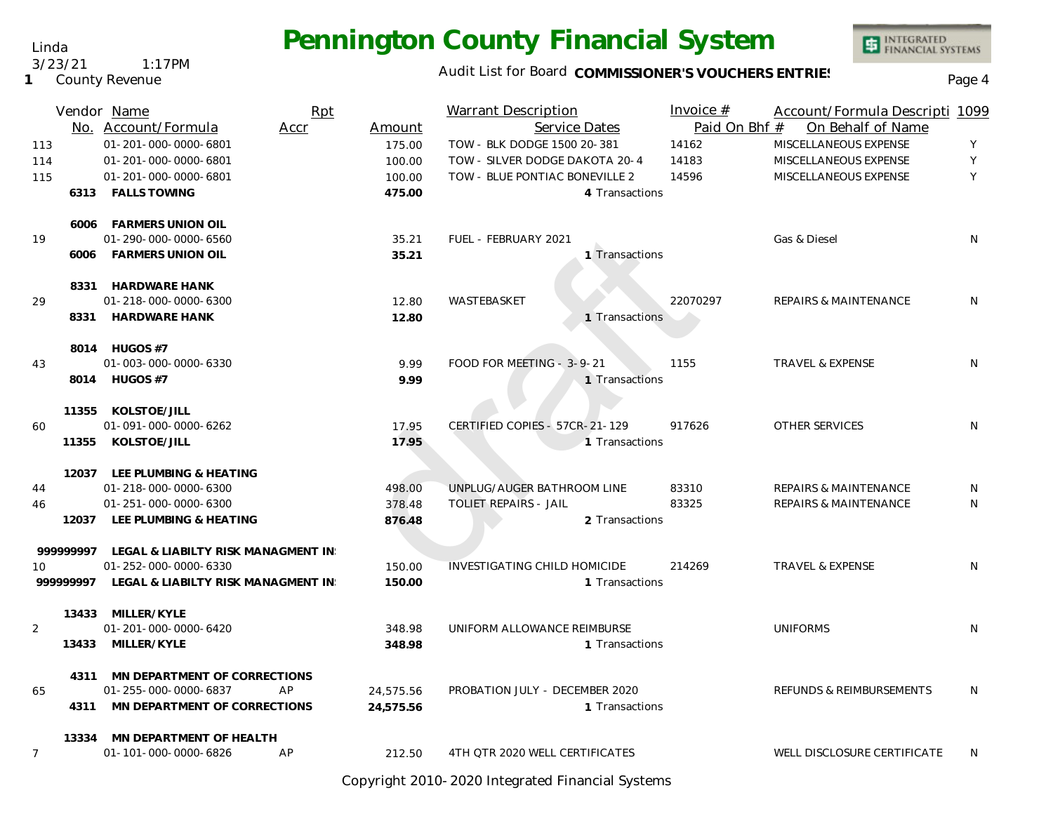Linda
3/23/21 1:17PM
1 County Revenue

# Pennington County Financial System

Audit List for Board **COMMISSIONER'S VOUCHERS ENTRIES**

| Vendor No. | Name / Account/Formula | Rpt Accr | Amount | Warrant Description / Service Dates | Invoice # / Paid On Bhf # | Account/Formula Description / On Behalf of Name | 1099 |
|---|---|---|---|---|---|---|---|
| 113 | 01-201-000-0000-6801 | | 175.00 | TOW - BLK DODGE 1500 20-381 | 14162 | MISCELLANEOUS EXPENSE | Y |
| 114 | 01-201-000-0000-6801 | | 100.00 | TOW - SILVER DODGE DAKOTA 20-4 | 14183 | MISCELLANEOUS EXPENSE | Y |
| 115 | 01-201-000-0000-6801 | | 100.00 | TOW - BLUE PONTIAC BONEVILLE 2 | 14596 | MISCELLANEOUS EXPENSE | Y |
| **6313** | **FALLS TOWING** | | **475.00** | 4 Transactions | | | |
| **6006** | **FARMERS UNION OIL** | | | | | | |
| 19 | 01-290-000-0000-6560 | | 35.21 | FUEL - FEBRUARY 2021 | | Gas & Diesel | N |
| **6006** | **FARMERS UNION OIL** | | **35.21** | 1 Transactions | | | |
| **8331** | **HARDWARE HANK** | | | | | | |
| 29 | 01-218-000-0000-6300 | | 12.80 | WASTEBASKET | 22070297 | REPAIRS & MAINTENANCE | N |
| **8331** | **HARDWARE HANK** | | **12.80** | 1 Transactions | | | |
| **8014** | **HUGOS #7** | | | | | | |
| 43 | 01-003-000-0000-6330 | | 9.99 | FOOD FOR MEETING - 3-9-21 | 1155 | TRAVEL & EXPENSE | N |
| **8014** | **HUGOS #7** | | **9.99** | 1 Transactions | | | |
| **11355** | **KOLSTOE/JILL** | | | | | | |
| 60 | 01-091-000-0000-6262 | | 17.95 | CERTIFIED COPIES - 57CR-21-129 | 917626 | OTHER SERVICES | N |
| **11355** | **KOLSTOE/JILL** | | **17.95** | 1 Transactions | | | |
| **12037** | **LEE PLUMBING & HEATING** | | | | | | |
| 44 | 01-218-000-0000-6300 | | 498.00 | UNPLUG/AUGER BATHROOM LINE | 83310 | REPAIRS & MAINTENANCE | N |
| 46 | 01-251-000-0000-6300 | | 378.48 | TOLIET REPAIRS - JAIL | 83325 | REPAIRS & MAINTENANCE | N |
| **12037** | **LEE PLUMBING & HEATING** | | **876.48** | 2 Transactions | | | |
| **999999997** | **LEGAL & LIABILTY RISK MANAGMENT IN** | | | | | | |
| 10 | 01-252-000-0000-6330 | | 150.00 | INVESTIGATING CHILD HOMICIDE | 214269 | TRAVEL & EXPENSE | N |
| **999999997** | **LEGAL & LIABILTY RISK MANAGMENT IN** | | **150.00** | 1 Transactions | | | |
| **13433** | **MILLER/KYLE** | | | | | | |
| 2 | 01-201-000-0000-6420 | | 348.98 | UNIFORM ALLOWANCE REIMBURSE | | UNIFORMS | N |
| **13433** | **MILLER/KYLE** | | **348.98** | 1 Transactions | | | |
| **4311** | **MN DEPARTMENT OF CORRECTIONS** | | | | | | |
| 65 | 01-255-000-0000-6837 | AP | 24,575.56 | PROBATION JULY - DECEMBER 2020 | | REFUNDS & REIMBURSEMENTS | N |
| **4311** | **MN DEPARTMENT OF CORRECTIONS** | | **24,575.56** | 1 Transactions | | | |
| **13334** | **MN DEPARTMENT OF HEALTH** | | | | | | |
| 7 | 01-101-000-0000-6826 | AP | 212.50 | 4TH QTR 2020 WELL CERTIFICATES | | WELL DISCLOSURE CERTIFICATE | N |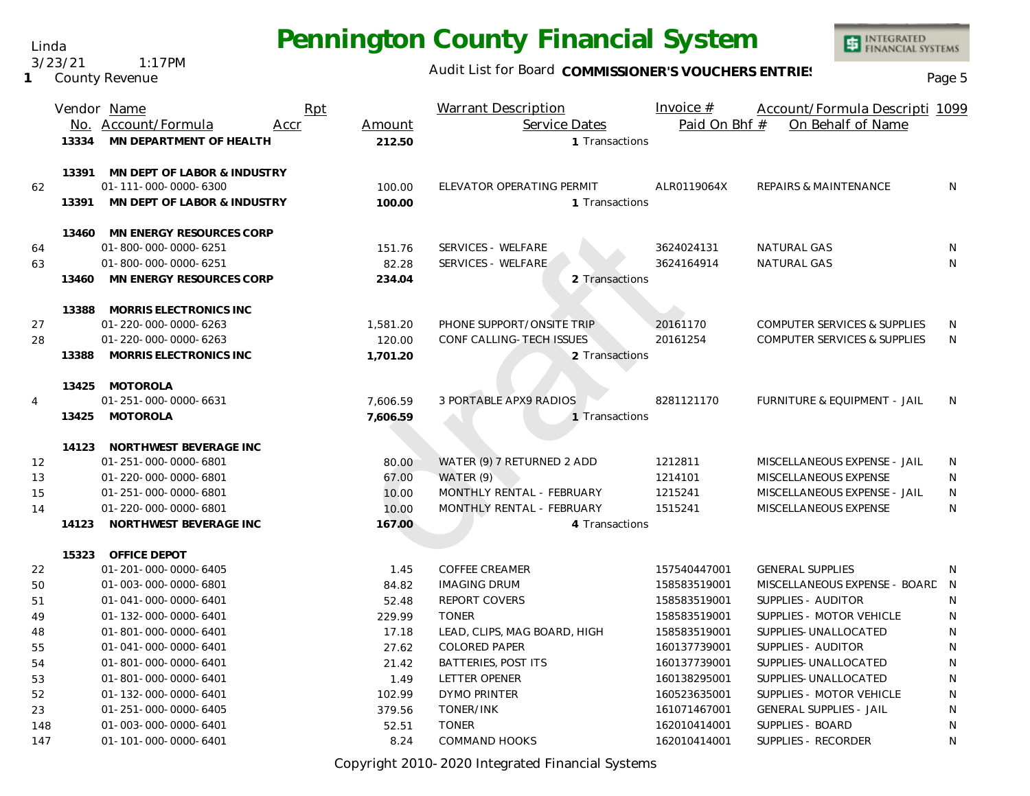# Pennington County Financial System

Linda
3/23/21 1:17PM
1 County Revenue

Audit List for Board **COMMISSIONER'S VOUCHERS ENTRIES**

| | Vendor No. | Name / Account/Formula | Rpt Accr | Amount | Warrant Description / Service Dates | Invoice # / Paid On Bhf # | Account/Formula Descripti / On Behalf of Name | 1099 |
|---|---|---|---|---|---|---|---|---|
| | 13334 | **MN DEPARTMENT OF HEALTH** | | **212.50** | 1 Transactions | | | |
| | 13391 | **MN DEPT OF LABOR & INDUSTRY** | | | | | | |
| 62 | | 01-111-000-0000-6300 | | 100.00 | ELEVATOR OPERATING PERMIT | ALR0119064X | REPAIRS & MAINTENANCE | N |
| | 13391 | **MN DEPT OF LABOR & INDUSTRY** | | **100.00** | 1 Transactions | | | |
| | 13460 | **MN ENERGY RESOURCES CORP** | | | | | | |
| 64 | | 01-800-000-0000-6251 | | 151.76 | SERVICES - WELFARE | 3624024131 | NATURAL GAS | N |
| 63 | | 01-800-000-0000-6251 | | 82.28 | SERVICES - WELFARE | 3624164914 | NATURAL GAS | N |
| | 13460 | **MN ENERGY RESOURCES CORP** | | **234.04** | 2 Transactions | | | |
| | 13388 | **MORRIS ELECTRONICS INC** | | | | | | |
| 27 | | 01-220-000-0000-6263 | | 1,581.20 | PHONE SUPPORT/ONSITE TRIP | 20161170 | COMPUTER SERVICES & SUPPLIES | N |
| 28 | | 01-220-000-0000-6263 | | 120.00 | CONF CALLING-TECH ISSUES | 20161254 | COMPUTER SERVICES & SUPPLIES | N |
| | 13388 | **MORRIS ELECTRONICS INC** | | **1,701.20** | 2 Transactions | | | |
| | 13425 | **MOTOROLA** | | | | | | |
| 4 | | 01-251-000-0000-6631 | | 7,606.59 | 3 PORTABLE APX9 RADIOS | 8281121170 | FURNITURE & EQUIPMENT - JAIL | N |
| | 13425 | **MOTOROLA** | | **7,606.59** | 1 Transactions | | | |
| | 14123 | **NORTHWEST BEVERAGE INC** | | | | | | |
| 12 | | 01-251-000-0000-6801 | | 80.00 | WATER (9) 7 RETURNED 2 ADD | 1212811 | MISCELLANEOUS EXPENSE - JAIL | N |
| 13 | | 01-220-000-0000-6801 | | 67.00 | WATER (9) | 1214101 | MISCELLANEOUS EXPENSE | N |
| 15 | | 01-251-000-0000-6801 | | 10.00 | MONTHLY RENTAL - FEBRUARY | 1215241 | MISCELLANEOUS EXPENSE - JAIL | N |
| 14 | | 01-220-000-0000-6801 | | 10.00 | MONTHLY RENTAL - FEBRUARY | 1515241 | MISCELLANEOUS EXPENSE | N |
| | 14123 | **NORTHWEST BEVERAGE INC** | | **167.00** | 4 Transactions | | | |
| | 15323 | **OFFICE DEPOT** | | | | | | |
| 22 | | 01-201-000-0000-6405 | | 1.45 | COFFEE CREAMER | 157540447001 | GENERAL SUPPLIES | N |
| 50 | | 01-003-000-0000-6801 | | 84.82 | IMAGING DRUM | 158583519001 | MISCELLANEOUS EXPENSE - BOARD | N |
| 51 | | 01-041-000-0000-6401 | | 52.48 | REPORT COVERS | 158583519001 | SUPPLIES - AUDITOR | N |
| 49 | | 01-132-000-0000-6401 | | 229.99 | TONER | 158583519001 | SUPPLIES - MOTOR VEHICLE | N |
| 48 | | 01-801-000-0000-6401 | | 17.18 | LEAD, CLIPS, MAG BOARD, HIGH | 158583519001 | SUPPLIES-UNALLOCATED | N |
| 55 | | 01-041-000-0000-6401 | | 27.62 | COLORED PAPER | 160137739001 | SUPPLIES - AUDITOR | N |
| 54 | | 01-801-000-0000-6401 | | 21.42 | BATTERIES, POST ITS | 160137739001 | SUPPLIES-UNALLOCATED | N |
| 53 | | 01-801-000-0000-6401 | | 1.49 | LETTER OPENER | 160138295001 | SUPPLIES-UNALLOCATED | N |
| 52 | | 01-132-000-0000-6401 | | 102.99 | DYMO PRINTER | 160523635001 | SUPPLIES - MOTOR VEHICLE | N |
| 23 | | 01-251-000-0000-6405 | | 379.56 | TONER/INK | 161071467001 | GENERAL SUPPLIES - JAIL | N |
| 148 | | 01-003-000-0000-6401 | | 52.51 | TONER | 162010414001 | SUPPLIES - BOARD | N |
| 147 | | 01-101-000-0000-6401 | | 8.24 | COMMAND HOOKS | 162010414001 | SUPPLIES - RECORDER | N |

Copyright 2010-2020 Integrated Financial Systems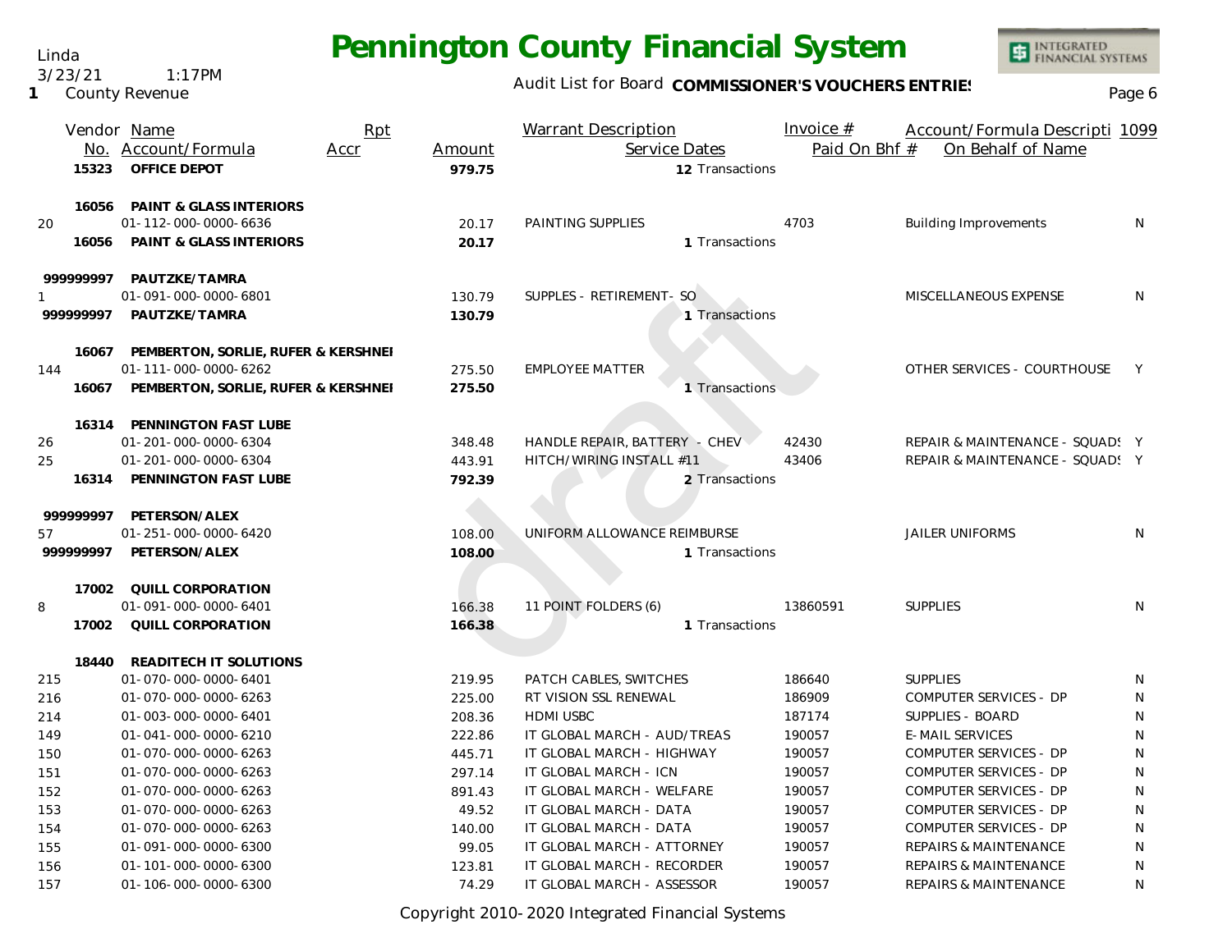# Pennington County Financial System

Linda
3/23/21 1:17PM
1 County Revenue

Audit List for Board **COMMISSIONER'S VOUCHERS ENTRIES**

| | Vendor No. | Name / Account/Formula | Rpt Accr | Amount | Warrant Description | Service Dates | Invoice # / Paid On Bhf # | Account/Formula Descripti / On Behalf of Name | 1099 |
|---|---|---|---|---|---|---|---|---|---|
| | **15323** | **OFFICE DEPOT** | | **979.75** | | 12 Transactions | | | |
| | **16056** | **PAINT & GLASS INTERIORS** | | | | | | | |
| 20 | | 01-112-000-0000-6636 | | 20.17 | PAINTING SUPPLIES | | 4703 | Building Improvements | N |
| | **16056** | **PAINT & GLASS INTERIORS** | | **20.17** | | 1 Transactions | | | |
| | **999999997** | **PAUTZKE/TAMRA** | | | | | | | |
| 1 | | 01-091-000-0000-6801 | | 130.79 | SUPPLES - RETIREMENT- SO | | | MISCELLANEOUS EXPENSE | N |
| | **999999997** | **PAUTZKE/TAMRA** | | **130.79** | | 1 Transactions | | | |
| | **16067** | **PEMBERTON, SORLIE, RUFER & KERSHNEI** | | | | | | | |
| 144 | | 01-111-000-0000-6262 | | 275.50 | EMPLOYEE MATTER | | | OTHER SERVICES - COURTHOUSE | Y |
| | **16067** | **PEMBERTON, SORLIE, RUFER & KERSHNEI** | | **275.50** | | 1 Transactions | | | |
| | **16314** | **PENNINGTON FAST LUBE** | | | | | | | |
| 26 | | 01-201-000-0000-6304 | | 348.48 | HANDLE REPAIR, BATTERY - CHEV | | 42430 | REPAIR & MAINTENANCE - SQUADS | Y |
| 25 | | 01-201-000-0000-6304 | | 443.91 | HITCH/WIRING INSTALL #11 | | 43406 | REPAIR & MAINTENANCE - SQUADS | Y |
| | **16314** | **PENNINGTON FAST LUBE** | | **792.39** | | 2 Transactions | | | |
| | **999999997** | **PETERSON/ALEX** | | | | | | | |
| 57 | | 01-251-000-0000-6420 | | 108.00 | UNIFORM ALLOWANCE REIMBURSE | | | JAILER UNIFORMS | N |
| | **999999997** | **PETERSON/ALEX** | | **108.00** | | 1 Transactions | | | |
| | **17002** | **QUILL CORPORATION** | | | | | | | |
| 8 | | 01-091-000-0000-6401 | | 166.38 | 11 POINT FOLDERS (6) | | 13860591 | SUPPLIES | N |
| | **17002** | **QUILL CORPORATION** | | **166.38** | | 1 Transactions | | | |
| | **18440** | **READITECH IT SOLUTIONS** | | | | | | | |
| 215 | | 01-070-000-0000-6401 | | 219.95 | PATCH CABLES, SWITCHES | | 186640 | SUPPLIES | N |
| 216 | | 01-070-000-0000-6263 | | 225.00 | RT VISION SSL RENEWAL | | 186909 | COMPUTER SERVICES - DP | N |
| 214 | | 01-003-000-0000-6401 | | 208.36 | HDMI USBC | | 187174 | SUPPLIES - BOARD | N |
| 149 | | 01-041-000-0000-6210 | | 222.86 | IT GLOBAL MARCH - AUD/TREAS | | 190057 | E-MAIL SERVICES | N |
| 150 | | 01-070-000-0000-6263 | | 445.71 | IT GLOBAL MARCH - HIGHWAY | | 190057 | COMPUTER SERVICES - DP | N |
| 151 | | 01-070-000-0000-6263 | | 297.14 | IT GLOBAL MARCH - ICN | | 190057 | COMPUTER SERVICES - DP | N |
| 152 | | 01-070-000-0000-6263 | | 891.43 | IT GLOBAL MARCH - WELFARE | | 190057 | COMPUTER SERVICES - DP | N |
| 153 | | 01-070-000-0000-6263 | | 49.52 | IT GLOBAL MARCH - DATA | | 190057 | COMPUTER SERVICES - DP | N |
| 154 | | 01-070-000-0000-6263 | | 140.00 | IT GLOBAL MARCH - DATA | | 190057 | COMPUTER SERVICES - DP | N |
| 155 | | 01-091-000-0000-6300 | | 99.05 | IT GLOBAL MARCH - ATTORNEY | | 190057 | REPAIRS & MAINTENANCE | N |
| 156 | | 01-101-000-0000-6300 | | 123.81 | IT GLOBAL MARCH - RECORDER | | 190057 | REPAIRS & MAINTENANCE | N |
| 157 | | 01-106-000-0000-6300 | | 74.29 | IT GLOBAL MARCH - ASSESSOR | | 190057 | REPAIRS & MAINTENANCE | N |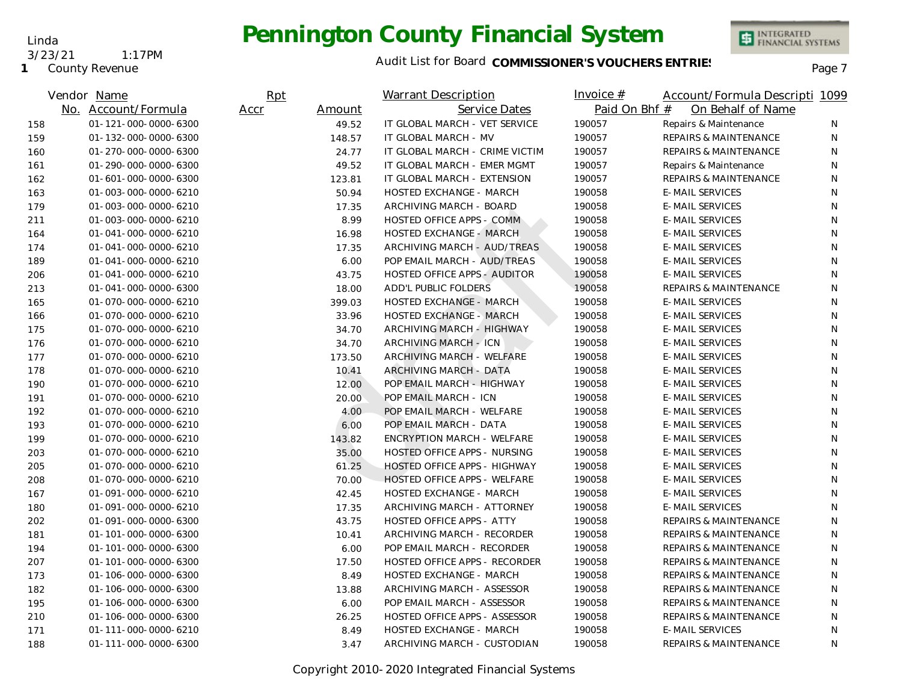# Pennington County Financial System

Linda
3/23/21 1:17PM
**1** County Revenue

Audit List for Board **COMMISSIONER'S VOUCHERS ENTRIES**

| Vendor No. | Name / Account/Formula | Rpt Accr | Amount | Warrant Description / Service Dates | Invoice # / Paid On Bhf # | Account/Formula Descripti / On Behalf of Name | 1099 |
|---|---|---|---|---|---|---|---|
| 158 | 01-121-000-0000-6300 | | 49.52 | IT GLOBAL MARCH - VET SERVICE | 190057 | Repairs & Maintenance | N |
| 159 | 01-132-000-0000-6300 | | 148.57 | IT GLOBAL MARCH - MV | 190057 | REPAIRS & MAINTENANCE | N |
| 160 | 01-270-000-0000-6300 | | 24.77 | IT GLOBAL MARCH - CRIME VICTIM | 190057 | REPAIRS & MAINTENANCE | N |
| 161 | 01-290-000-0000-6300 | | 49.52 | IT GLOBAL MARCH - EMER MGMT | 190057 | Repairs & Maintenance | N |
| 162 | 01-601-000-0000-6300 | | 123.81 | IT GLOBAL MARCH - EXTENSION | 190057 | REPAIRS & MAINTENANCE | N |
| 163 | 01-003-000-0000-6210 | | 50.94 | HOSTED EXCHANGE - MARCH | 190058 | E-MAIL SERVICES | N |
| 179 | 01-003-000-0000-6210 | | 17.35 | ARCHIVING MARCH - BOARD | 190058 | E-MAIL SERVICES | N |
| 211 | 01-003-000-0000-6210 | | 8.99 | HOSTED OFFICE APPS - COMM | 190058 | E-MAIL SERVICES | N |
| 164 | 01-041-000-0000-6210 | | 16.98 | HOSTED EXCHANGE - MARCH | 190058 | E-MAIL SERVICES | N |
| 174 | 01-041-000-0000-6210 | | 17.35 | ARCHIVING MARCH - AUD/TREAS | 190058 | E-MAIL SERVICES | N |
| 189 | 01-041-000-0000-6210 | | 6.00 | POP EMAIL MARCH - AUD/TREAS | 190058 | E-MAIL SERVICES | N |
| 206 | 01-041-000-0000-6210 | | 43.75 | HOSTED OFFICE APPS - AUDITOR | 190058 | E-MAIL SERVICES | N |
| 213 | 01-041-000-0000-6300 | | 18.00 | ADD'L PUBLIC FOLDERS | 190058 | REPAIRS & MAINTENANCE | N |
| 165 | 01-070-000-0000-6210 | | 399.03 | HOSTED EXCHANGE - MARCH | 190058 | E-MAIL SERVICES | N |
| 166 | 01-070-000-0000-6210 | | 33.96 | HOSTED EXCHANGE - MARCH | 190058 | E-MAIL SERVICES | N |
| 175 | 01-070-000-0000-6210 | | 34.70 | ARCHIVING MARCH - HIGHWAY | 190058 | E-MAIL SERVICES | N |
| 176 | 01-070-000-0000-6210 | | 34.70 | ARCHIVING MARCH - ICN | 190058 | E-MAIL SERVICES | N |
| 177 | 01-070-000-0000-6210 | | 173.50 | ARCHIVING MARCH - WELFARE | 190058 | E-MAIL SERVICES | N |
| 178 | 01-070-000-0000-6210 | | 10.41 | ARCHIVING MARCH - DATA | 190058 | E-MAIL SERVICES | N |
| 190 | 01-070-000-0000-6210 | | 12.00 | POP EMAIL MARCH - HIGHWAY | 190058 | E-MAIL SERVICES | N |
| 191 | 01-070-000-0000-6210 | | 20.00 | POP EMAIL MARCH - ICN | 190058 | E-MAIL SERVICES | N |
| 192 | 01-070-000-0000-6210 | | 4.00 | POP EMAIL MARCH - WELFARE | 190058 | E-MAIL SERVICES | N |
| 193 | 01-070-000-0000-6210 | | 6.00 | POP EMAIL MARCH - DATA | 190058 | E-MAIL SERVICES | N |
| 199 | 01-070-000-0000-6210 | | 143.82 | ENCRYPTION MARCH - WELFARE | 190058 | E-MAIL SERVICES | N |
| 203 | 01-070-000-0000-6210 | | 35.00 | HOSTED OFFICE APPS - NURSING | 190058 | E-MAIL SERVICES | N |
| 205 | 01-070-000-0000-6210 | | 61.25 | HOSTED OFFICE APPS - HIGHWAY | 190058 | E-MAIL SERVICES | N |
| 208 | 01-070-000-0000-6210 | | 70.00 | HOSTED OFFICE APPS - WELFARE | 190058 | E-MAIL SERVICES | N |
| 167 | 01-091-000-0000-6210 | | 42.45 | HOSTED EXCHANGE - MARCH | 190058 | E-MAIL SERVICES | N |
| 180 | 01-091-000-0000-6210 | | 17.35 | ARCHIVING MARCH - ATTORNEY | 190058 | E-MAIL SERVICES | N |
| 202 | 01-091-000-0000-6300 | | 43.75 | HOSTED OFFICE APPS - ATTY | 190058 | REPAIRS & MAINTENANCE | N |
| 181 | 01-101-000-0000-6300 | | 10.41 | ARCHIVING MARCH - RECORDER | 190058 | REPAIRS & MAINTENANCE | N |
| 194 | 01-101-000-0000-6300 | | 6.00 | POP EMAIL MARCH - RECORDER | 190058 | REPAIRS & MAINTENANCE | N |
| 207 | 01-101-000-0000-6300 | | 17.50 | HOSTED OFFICE APPS - RECORDER | 190058 | REPAIRS & MAINTENANCE | N |
| 173 | 01-106-000-0000-6300 | | 8.49 | HOSTED EXCHANGE - MARCH | 190058 | REPAIRS & MAINTENANCE | N |
| 182 | 01-106-000-0000-6300 | | 13.88 | ARCHIVING MARCH - ASSESSOR | 190058 | REPAIRS & MAINTENANCE | N |
| 195 | 01-106-000-0000-6300 | | 6.00 | POP EMAIL MARCH - ASSESSOR | 190058 | REPAIRS & MAINTENANCE | N |
| 210 | 01-106-000-0000-6300 | | 26.25 | HOSTED OFFICE APPS - ASSESSOR | 190058 | REPAIRS & MAINTENANCE | N |
| 171 | 01-111-000-0000-6210 | | 8.49 | HOSTED EXCHANGE - MARCH | 190058 | E-MAIL SERVICES | N |
| 188 | 01-111-000-0000-6300 | | 3.47 | ARCHIVING MARCH - CUSTODIAN | 190058 | REPAIRS & MAINTENANCE | N |

Copyright 2010-2020 Integrated Financial Systems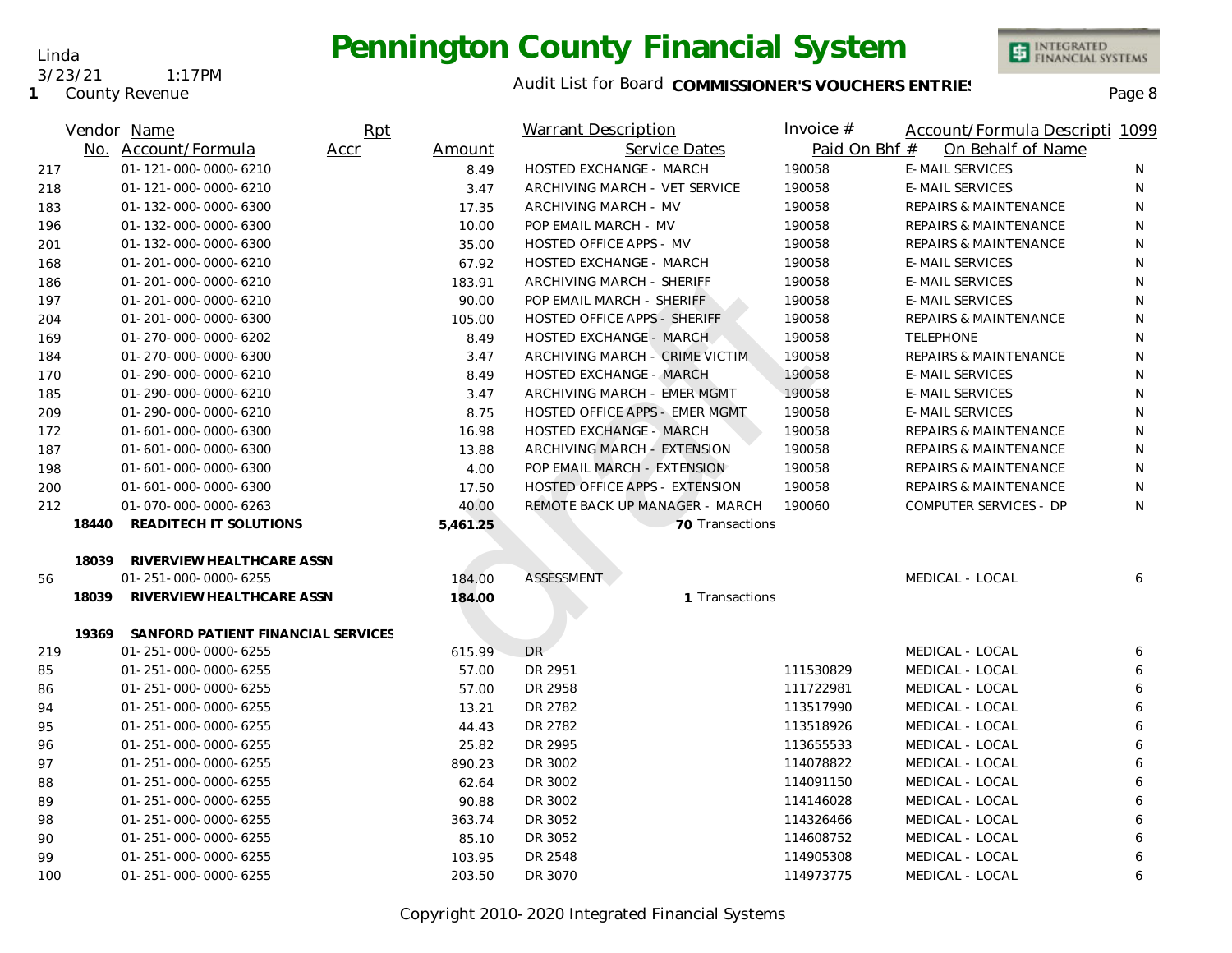# Pennington County Financial System

Linda
3/23/21 1:17PM
1 County Revenue

Audit List for Board **COMMISSIONER'S VOUCHERS ENTRIES**

| Vendor No. | Name / Account/Formula | Rpt Accr | Amount | Warrant Description / Service Dates | Invoice # / Paid On Bhf # | Account/Formula Descripti / On Behalf of Name | 1099 |
|---|---|---|---|---|---|---|---|
| 217 | 01-121-000-0000-6210 | | 8.49 | HOSTED EXCHANGE - MARCH | 190058 | E-MAIL SERVICES | N |
| 218 | 01-121-000-0000-6210 | | 3.47 | ARCHIVING MARCH - VET SERVICE | 190058 | E-MAIL SERVICES | N |
| 183 | 01-132-000-0000-6300 | | 17.35 | ARCHIVING MARCH - MV | 190058 | REPAIRS & MAINTENANCE | N |
| 196 | 01-132-000-0000-6300 | | 10.00 | POP EMAIL MARCH - MV | 190058 | REPAIRS & MAINTENANCE | N |
| 201 | 01-132-000-0000-6300 | | 35.00 | HOSTED OFFICE APPS - MV | 190058 | REPAIRS & MAINTENANCE | N |
| 168 | 01-201-000-0000-6210 | | 67.92 | HOSTED EXCHANGE - MARCH | 190058 | E-MAIL SERVICES | N |
| 186 | 01-201-000-0000-6210 | | 183.91 | ARCHIVING MARCH - SHERIFF | 190058 | E-MAIL SERVICES | N |
| 197 | 01-201-000-0000-6210 | | 90.00 | POP EMAIL MARCH - SHERIFF | 190058 | E-MAIL SERVICES | N |
| 204 | 01-201-000-0000-6300 | | 105.00 | HOSTED OFFICE APPS - SHERIFF | 190058 | REPAIRS & MAINTENANCE | N |
| 169 | 01-270-000-0000-6202 | | 8.49 | HOSTED EXCHANGE - MARCH | 190058 | TELEPHONE | N |
| 184 | 01-270-000-0000-6300 | | 3.47 | ARCHIVING MARCH - CRIME VICTIM | 190058 | REPAIRS & MAINTENANCE | N |
| 170 | 01-290-000-0000-6210 | | 8.49 | HOSTED EXCHANGE - MARCH | 190058 | E-MAIL SERVICES | N |
| 185 | 01-290-000-0000-6210 | | 3.47 | ARCHIVING MARCH - EMER MGMT | 190058 | E-MAIL SERVICES | N |
| 209 | 01-290-000-0000-6210 | | 8.75 | HOSTED OFFICE APPS - EMER MGMT | 190058 | E-MAIL SERVICES | N |
| 172 | 01-601-000-0000-6300 | | 16.98 | HOSTED EXCHANGE - MARCH | 190058 | REPAIRS & MAINTENANCE | N |
| 187 | 01-601-000-0000-6300 | | 13.88 | ARCHIVING MARCH - EXTENSION | 190058 | REPAIRS & MAINTENANCE | N |
| 198 | 01-601-000-0000-6300 | | 4.00 | POP EMAIL MARCH - EXTENSION | 190058 | REPAIRS & MAINTENANCE | N |
| 200 | 01-601-000-0000-6300 | | 17.50 | HOSTED OFFICE APPS - EXTENSION | 190058 | REPAIRS & MAINTENANCE | N |
| 212 | 01-070-000-0000-6263 | | 40.00 | REMOTE BACK UP MANAGER - MARCH | 190060 | COMPUTER SERVICES - DP | N |
| **18440** | **READITECH IT SOLUTIONS** | | **5,461.25** | **70** Transactions | | | |
| | | | | | | | |
| **18039** | **RIVERVIEW HEALTHCARE ASSN** | | | | | | |
| 56 | 01-251-000-0000-6255 | | 184.00 | ASSESSMENT | | MEDICAL - LOCAL | 6 |
| **18039** | **RIVERVIEW HEALTHCARE ASSN** | | **184.00** | **1** Transactions | | | |
| | | | | | | | |
| **19369** | **SANFORD PATIENT FINANCIAL SERVICES** | | | | | | |
| 219 | 01-251-000-0000-6255 | | 615.99 | DR | | MEDICAL - LOCAL | 6 |
| 85 | 01-251-000-0000-6255 | | 57.00 | DR 2951 | 111530829 | MEDICAL - LOCAL | 6 |
| 86 | 01-251-000-0000-6255 | | 57.00 | DR 2958 | 111722981 | MEDICAL - LOCAL | 6 |
| 94 | 01-251-000-0000-6255 | | 13.21 | DR 2782 | 113517990 | MEDICAL - LOCAL | 6 |
| 95 | 01-251-000-0000-6255 | | 44.43 | DR 2782 | 113518926 | MEDICAL - LOCAL | 6 |
| 96 | 01-251-000-0000-6255 | | 25.82 | DR 2995 | 113655533 | MEDICAL - LOCAL | 6 |
| 97 | 01-251-000-0000-6255 | | 890.23 | DR 3002 | 114078822 | MEDICAL - LOCAL | 6 |
| 88 | 01-251-000-0000-6255 | | 62.64 | DR 3002 | 114091150 | MEDICAL - LOCAL | 6 |
| 89 | 01-251-000-0000-6255 | | 90.88 | DR 3002 | 114146028 | MEDICAL - LOCAL | 6 |
| 98 | 01-251-000-0000-6255 | | 363.74 | DR 3052 | 114326466 | MEDICAL - LOCAL | 6 |
| 90 | 01-251-000-0000-6255 | | 85.10 | DR 3052 | 114608752 | MEDICAL - LOCAL | 6 |
| 99 | 01-251-000-0000-6255 | | 103.95 | DR 2548 | 114905308 | MEDICAL - LOCAL | 6 |
| 100 | 01-251-000-0000-6255 | | 203.50 | DR 3070 | 114973775 | MEDICAL - LOCAL | 6 |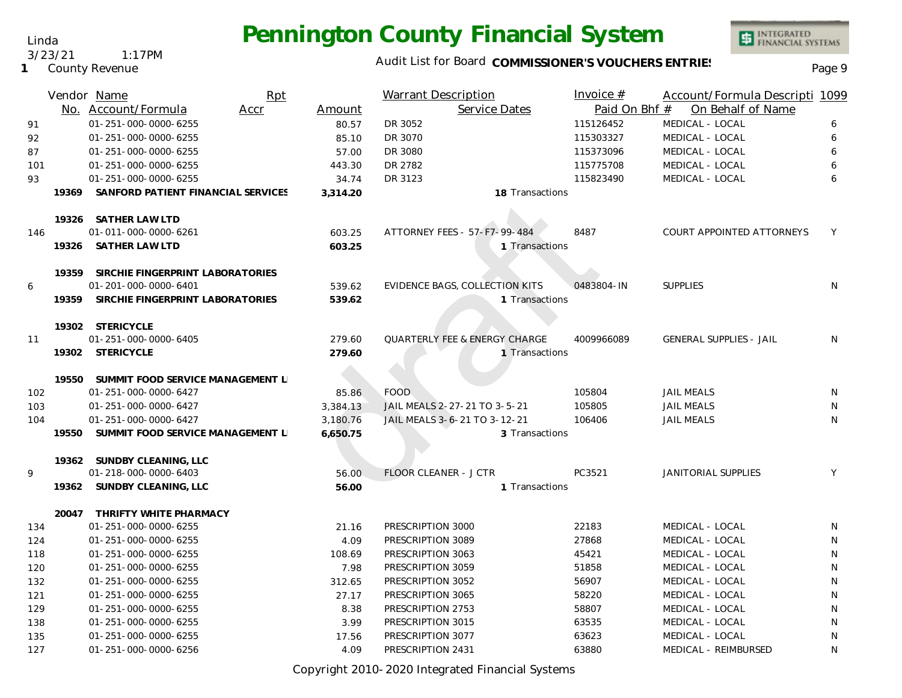# Pennington County Financial System

Linda
3/23/21 1:17PM
1 County Revenue

Audit List for Board **COMMISSIONER'S VOUCHERS ENTRIES**

| Vendor No. | Name / Account/Formula | Rpt Accr | Amount | Warrant Description / Service Dates | Invoice # / Paid On Bhf # | Account/Formula Descripti / On Behalf of Name | 1099 |
|---|---|---|---|---|---|---|---|
| 91 | 01-251-000-0000-6255 | | 80.57 | DR 3052 | 115126452 | MEDICAL - LOCAL | 6 |
| 92 | 01-251-000-0000-6255 | | 85.10 | DR 3070 | 115303327 | MEDICAL - LOCAL | 6 |
| 87 | 01-251-000-0000-6255 | | 57.00 | DR 3080 | 115373096 | MEDICAL - LOCAL | 6 |
| 101 | 01-251-000-0000-6255 | | 443.30 | DR 2782 | 115775708 | MEDICAL - LOCAL | 6 |
| 93 | 01-251-000-0000-6255 | | 34.74 | DR 3123 | 115823490 | MEDICAL - LOCAL | 6 |
| **19369** | **SANFORD PATIENT FINANCIAL SERVICES** | | **3,314.20** | 18 Transactions | | | |
| **19326** | **SATHER LAW LTD** | | | | | | |
| 146 | 01-011-000-0000-6261 | | 603.25 | ATTORNEY FEES - 57-F7-99-484 | 8487 | COURT APPOINTED ATTORNEYS | Y |
| **19326** | **SATHER LAW LTD** | | **603.25** | 1 Transactions | | | |
| **19359** | **SIRCHIE FINGERPRINT LABORATORIES** | | | | | | |
| 6 | 01-201-000-0000-6401 | | 539.62 | EVIDENCE BAGS, COLLECTION KITS | 0483804-IN | SUPPLIES | N |
| **19359** | **SIRCHIE FINGERPRINT LABORATORIES** | | **539.62** | 1 Transactions | | | |
| **19302** | **STERICYCLE** | | | | | | |
| 11 | 01-251-000-0000-6405 | | 279.60 | QUARTERLY FEE & ENERGY CHARGE | 4009966089 | GENERAL SUPPLIES - JAIL | N |
| **19302** | **STERICYCLE** | | **279.60** | 1 Transactions | | | |
| **19550** | **SUMMIT FOOD SERVICE MANAGEMENT L** | | | | | | |
| 102 | 01-251-000-0000-6427 | | 85.86 | FOOD | 105804 | JAIL MEALS | N |
| 103 | 01-251-000-0000-6427 | | 3,384.13 | JAIL MEALS 2-27-21 TO 3-5-21 | 105805 | JAIL MEALS | N |
| 104 | 01-251-000-0000-6427 | | 3,180.76 | JAIL MEALS 3-6-21 TO 3-12-21 | 106406 | JAIL MEALS | N |
| **19550** | **SUMMIT FOOD SERVICE MANAGEMENT L** | | **6,650.75** | 3 Transactions | | | |
| **19362** | **SUNDBY CLEANING, LLC** | | | | | | |
| 9 | 01-218-000-0000-6403 | | 56.00 | FLOOR CLEANER - J CTR | PC3521 | JANITORIAL SUPPLIES | Y |
| **19362** | **SUNDBY CLEANING, LLC** | | **56.00** | 1 Transactions | | | |
| **20047** | **THRIFTY WHITE PHARMACY** | | | | | | |
| 134 | 01-251-000-0000-6255 | | 21.16 | PRESCRIPTION 3000 | 22183 | MEDICAL - LOCAL | N |
| 124 | 01-251-000-0000-6255 | | 4.09 | PRESCRIPTION 3089 | 27868 | MEDICAL - LOCAL | N |
| 118 | 01-251-000-0000-6255 | | 108.69 | PRESCRIPTION 3063 | 45421 | MEDICAL - LOCAL | N |
| 120 | 01-251-000-0000-6255 | | 7.98 | PRESCRIPTION 3059 | 51858 | MEDICAL - LOCAL | N |
| 132 | 01-251-000-0000-6255 | | 312.65 | PRESCRIPTION 3052 | 56907 | MEDICAL - LOCAL | N |
| 121 | 01-251-000-0000-6255 | | 27.17 | PRESCRIPTION 3065 | 58220 | MEDICAL - LOCAL | N |
| 129 | 01-251-000-0000-6255 | | 8.38 | PRESCRIPTION 2753 | 58807 | MEDICAL - LOCAL | N |
| 138 | 01-251-000-0000-6255 | | 3.99 | PRESCRIPTION 3015 | 63535 | MEDICAL - LOCAL | N |
| 135 | 01-251-000-0000-6255 | | 17.56 | PRESCRIPTION 3077 | 63623 | MEDICAL - LOCAL | N |
| 127 | 01-251-000-0000-6256 | | 4.09 | PRESCRIPTION 2431 | 63880 | MEDICAL - REIMBURSED | N |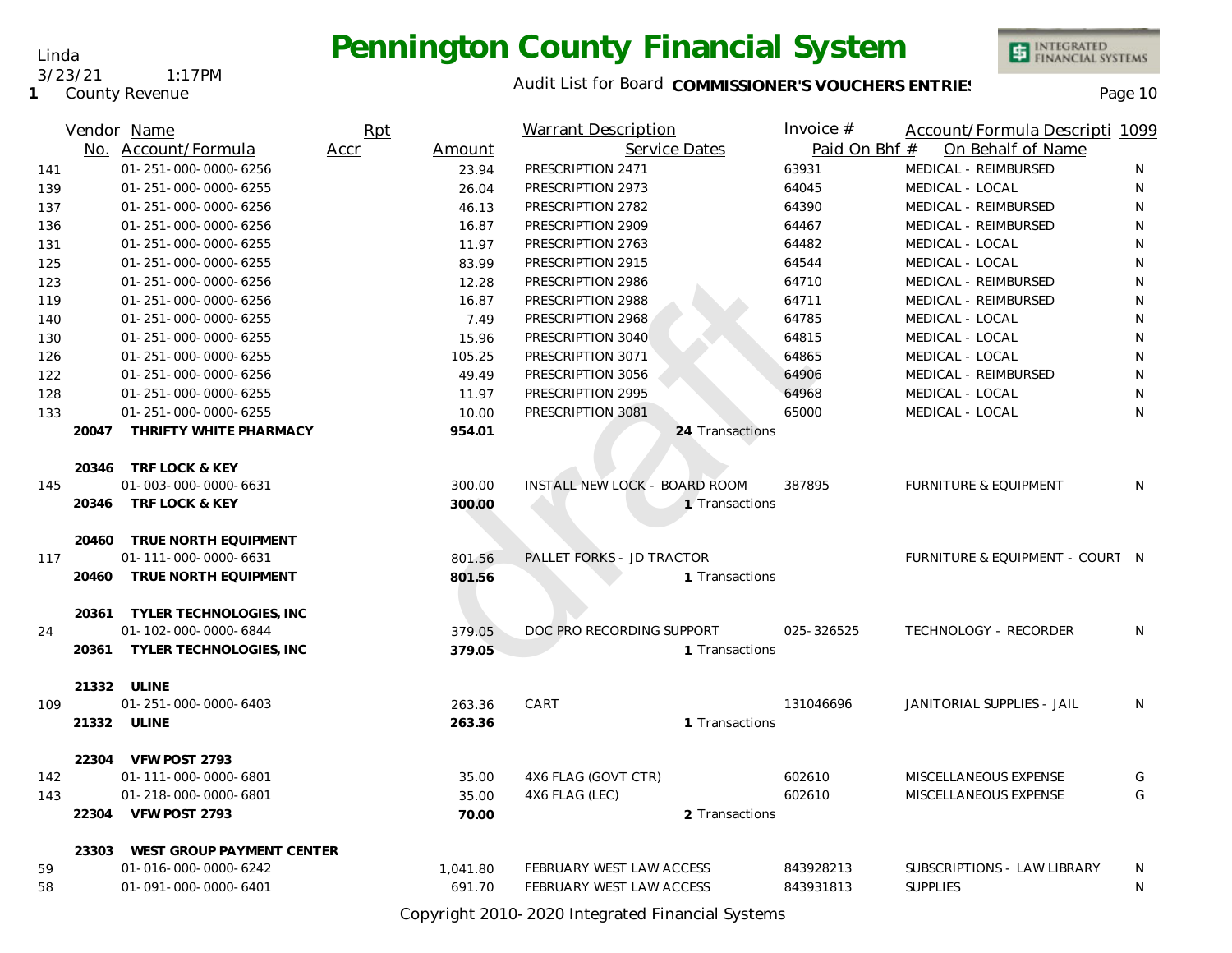# Pennington County Financial System

Linda
3/23/21 1:17PM
1 County Revenue

Audit List for Board **COMMISSIONER'S VOUCHERS ENTRIES**

| Vendor No. | Name / Account/Formula | Rpt Accr | Amount | Warrant Description / Service Dates | Invoice # / Paid On Bhf # | Account/Formula Description / On Behalf of Name | 1099 |
|---|---|---|---|---|---|---|---|
| 141 | 01-251-000-0000-6256 | | 23.94 | PRESCRIPTION 2471 | 63931 | MEDICAL - REIMBURSED | N |
| 139 | 01-251-000-0000-6255 | | 26.04 | PRESCRIPTION 2973 | 64045 | MEDICAL - LOCAL | N |
| 137 | 01-251-000-0000-6256 | | 46.13 | PRESCRIPTION 2782 | 64390 | MEDICAL - REIMBURSED | N |
| 136 | 01-251-000-0000-6256 | | 16.87 | PRESCRIPTION 2909 | 64467 | MEDICAL - REIMBURSED | N |
| 131 | 01-251-000-0000-6255 | | 11.97 | PRESCRIPTION 2763 | 64482 | MEDICAL - LOCAL | N |
| 125 | 01-251-000-0000-6255 | | 83.99 | PRESCRIPTION 2915 | 64544 | MEDICAL - LOCAL | N |
| 123 | 01-251-000-0000-6256 | | 12.28 | PRESCRIPTION 2986 | 64710 | MEDICAL - REIMBURSED | N |
| 119 | 01-251-000-0000-6256 | | 16.87 | PRESCRIPTION 2988 | 64711 | MEDICAL - REIMBURSED | N |
| 140 | 01-251-000-0000-6255 | | 7.49 | PRESCRIPTION 2968 | 64785 | MEDICAL - LOCAL | N |
| 130 | 01-251-000-0000-6255 | | 15.96 | PRESCRIPTION 3040 | 64815 | MEDICAL - LOCAL | N |
| 126 | 01-251-000-0000-6255 | | 105.25 | PRESCRIPTION 3071 | 64865 | MEDICAL - LOCAL | N |
| 122 | 01-251-000-0000-6256 | | 49.49 | PRESCRIPTION 3056 | 64906 | MEDICAL - REIMBURSED | N |
| 128 | 01-251-000-0000-6255 | | 11.97 | PRESCRIPTION 2995 | 64968 | MEDICAL - LOCAL | N |
| 133 | 01-251-000-0000-6255 | | 10.00 | PRESCRIPTION 3081 | 65000 | MEDICAL - LOCAL | N |
| **20047** | **THRIFTY WHITE PHARMACY** | | **954.01** | 24 Transactions | | | |
| **20346** | **TRF LOCK & KEY** | | | | | | |
| 145 | 01-003-000-0000-6631 | | 300.00 | INSTALL NEW LOCK - BOARD ROOM | 387895 | FURNITURE & EQUIPMENT | N |
| **20346** | **TRF LOCK & KEY** | | **300.00** | 1 Transactions | | | |
| **20460** | **TRUE NORTH EQUIPMENT** | | | | | | |
| 117 | 01-111-000-0000-6631 | | 801.56 | PALLET FORKS - JD TRACTOR | | FURNITURE & EQUIPMENT - COURT | N |
| **20460** | **TRUE NORTH EQUIPMENT** | | **801.56** | 1 Transactions | | | |
| **20361** | **TYLER TECHNOLOGIES, INC** | | | | | | |
| 24 | 01-102-000-0000-6844 | | 379.05 | DOC PRO RECORDING SUPPORT | 025-326525 | TECHNOLOGY - RECORDER | N |
| **20361** | **TYLER TECHNOLOGIES, INC** | | **379.05** | 1 Transactions | | | |
| **21332** | **ULINE** | | | | | | |
| 109 | 01-251-000-0000-6403 | | 263.36 | CART | 131046696 | JANITORIAL SUPPLIES - JAIL | N |
| **21332** | **ULINE** | | **263.36** | 1 Transactions | | | |
| **22304** | **VFW POST 2793** | | | | | | |
| 142 | 01-111-000-0000-6801 | | 35.00 | 4X6 FLAG (GOVT CTR) | 602610 | MISCELLANEOUS EXPENSE | G |
| 143 | 01-218-000-0000-6801 | | 35.00 | 4X6 FLAG (LEC) | 602610 | MISCELLANEOUS EXPENSE | G |
| **22304** | **VFW POST 2793** | | **70.00** | 2 Transactions | | | |
| **23303** | **WEST GROUP PAYMENT CENTER** | | | | | | |
| 59 | 01-016-000-0000-6242 | | 1,041.80 | FEBRUARY WEST LAW ACCESS | 843928213 | SUBSCRIPTIONS - LAW LIBRARY | N |
| 58 | 01-091-000-0000-6401 | | 691.70 | FEBRUARY WEST LAW ACCESS | 843931813 | SUPPLIES | N |

Copyright 2010-2020 Integrated Financial Systems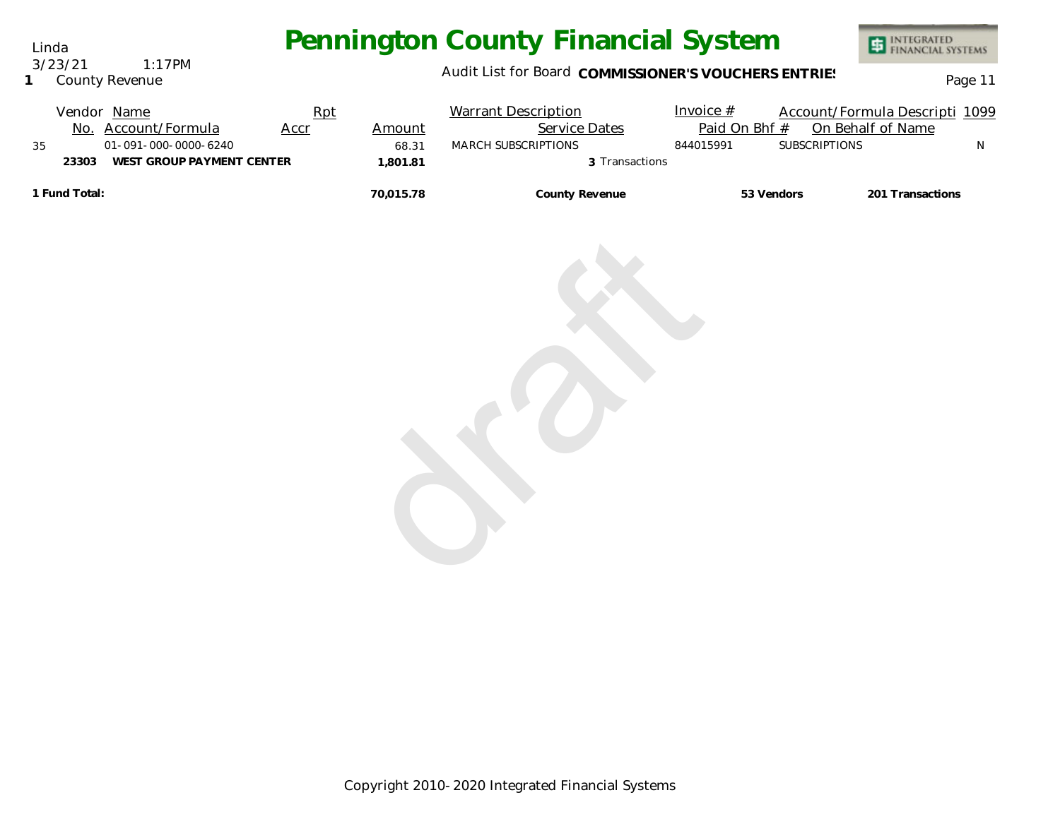# Pennington County Financial System

Linda
3/23/21 1:17PM
**1** County Revenue

Audit List for Board **COMMISSIONER'S VOUCHERS ENTRIES**

| Vendor No. | Name / Account/Formula | Rpt Accr | Amount | Warrant Description / Service Dates | Invoice # / Paid On Bhf # | Account/Formula Descripti / On Behalf of Name | 1099 |
|---|---|---|---|---|---|---|---|
| 35 | 01-091-000-0000-6240 | | 68.31 | MARCH SUBSCRIPTIONS | 844015991 | SUBSCRIPTIONS | N |
| **23303** | **WEST GROUP PAYMENT CENTER** | | **1,801.81** | 3 Transactions | | | |
| **1 Fund Total:** | | | **70,015.78** | **County Revenue** | **53 Vendors** | **201 Transactions** | |

draft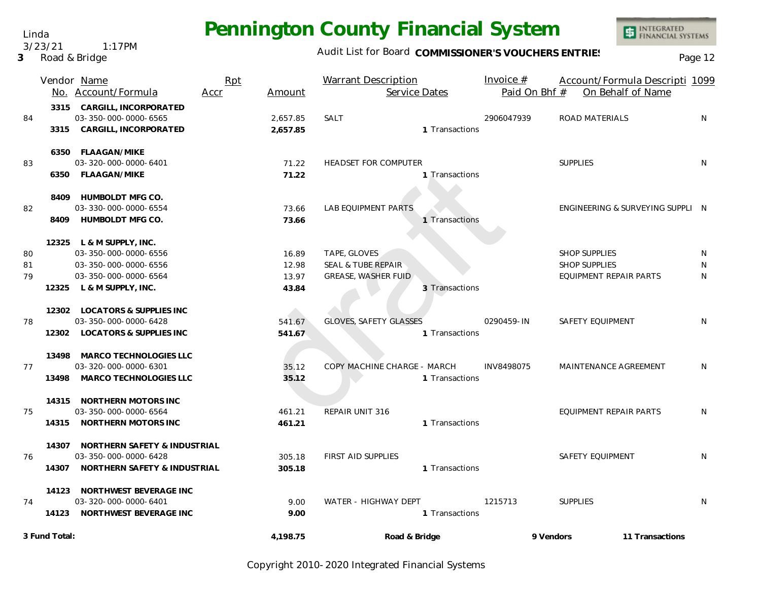# Pennington County Financial System

Linda
3/23/21 1:17PM
3 Road & Bridge

Audit List for Board **COMMISSIONER'S VOUCHERS ENTRIES**

| | Vendor No. | Name / Account/Formula | Rpt Accr | Amount | Warrant Description | Service Dates | Invoice # / Paid On Bhf # | Account/Formula Descripti / On Behalf of Name | 1099 |
|---|---|---|---|---|---|---|---|---|---|
| | 3315 | **CARGILL, INCORPORATED** | | | | | | | |
| 84 | | 03-350-000-0000-6565 | | 2,657.85 | SALT | | 2906047939 | ROAD MATERIALS | N |
| | 3315 | **CARGILL, INCORPORATED** | | **2,657.85** | | 1 Transactions | | | |
| | 6350 | **FLAAGAN/MIKE** | | | | | | | |
| 83 | | 03-320-000-0000-6401 | | 71.22 | HEADSET FOR COMPUTER | | | SUPPLIES | N |
| | 6350 | **FLAAGAN/MIKE** | | **71.22** | | 1 Transactions | | | |
| | 8409 | **HUMBOLDT MFG CO.** | | | | | | | |
| 82 | | 03-330-000-0000-6554 | | 73.66 | LAB EQUIPMENT PARTS | | | ENGINEERING & SURVEYING SUPPLI | N |
| | 8409 | **HUMBOLDT MFG CO.** | | **73.66** | | 1 Transactions | | | |
| | 12325 | **L & M SUPPLY, INC.** | | | | | | | |
| 80 | | 03-350-000-0000-6556 | | 16.89 | TAPE, GLOVES | | | SHOP SUPPLIES | N |
| 81 | | 03-350-000-0000-6556 | | 12.98 | SEAL & TUBE REPAIR | | | SHOP SUPPLIES | N |
| 79 | | 03-350-000-0000-6564 | | 13.97 | GREASE, WASHER FUID | | | EQUIPMENT REPAIR PARTS | N |
| | 12325 | **L & M SUPPLY, INC.** | | **43.84** | | 3 Transactions | | | |
| | 12302 | **LOCATORS & SUPPLIES INC** | | | | | | | |
| 78 | | 03-350-000-0000-6428 | | 541.67 | GLOVES, SAFETY GLASSES | | 0290459-IN | SAFETY EQUIPMENT | N |
| | 12302 | **LOCATORS & SUPPLIES INC** | | **541.67** | | 1 Transactions | | | |
| | 13498 | **MARCO TECHNOLOGIES LLC** | | | | | | | |
| 77 | | 03-320-000-0000-6301 | | 35.12 | COPY MACHINE CHARGE - MARCH | | INV8498075 | MAINTENANCE AGREEMENT | N |
| | 13498 | **MARCO TECHNOLOGIES LLC** | | **35.12** | | 1 Transactions | | | |
| | 14315 | **NORTHERN MOTORS INC** | | | | | | | |
| 75 | | 03-350-000-0000-6564 | | 461.21 | REPAIR UNIT 316 | | | EQUIPMENT REPAIR PARTS | N |
| | 14315 | **NORTHERN MOTORS INC** | | **461.21** | | 1 Transactions | | | |
| | 14307 | **NORTHERN SAFETY & INDUSTRIAL** | | | | | | | |
| 76 | | 03-350-000-0000-6428 | | 305.18 | FIRST AID SUPPLIES | | | SAFETY EQUIPMENT | N |
| | 14307 | **NORTHERN SAFETY & INDUSTRIAL** | | **305.18** | | 1 Transactions | | | |
| | 14123 | **NORTHWEST BEVERAGE INC** | | | | | | | |
| 74 | | 03-320-000-0000-6401 | | 9.00 | WATER - HIGHWAY DEPT | | 1215713 | SUPPLIES | N |
| | 14123 | **NORTHWEST BEVERAGE INC** | | **9.00** | | 1 Transactions | | | |
| **3 Fund Total:** | | | | **4,198.75** | **Road & Bridge** | | **9 Vendors** | **11 Transactions** | |

Copyright 2010-2020 Integrated Financial Systems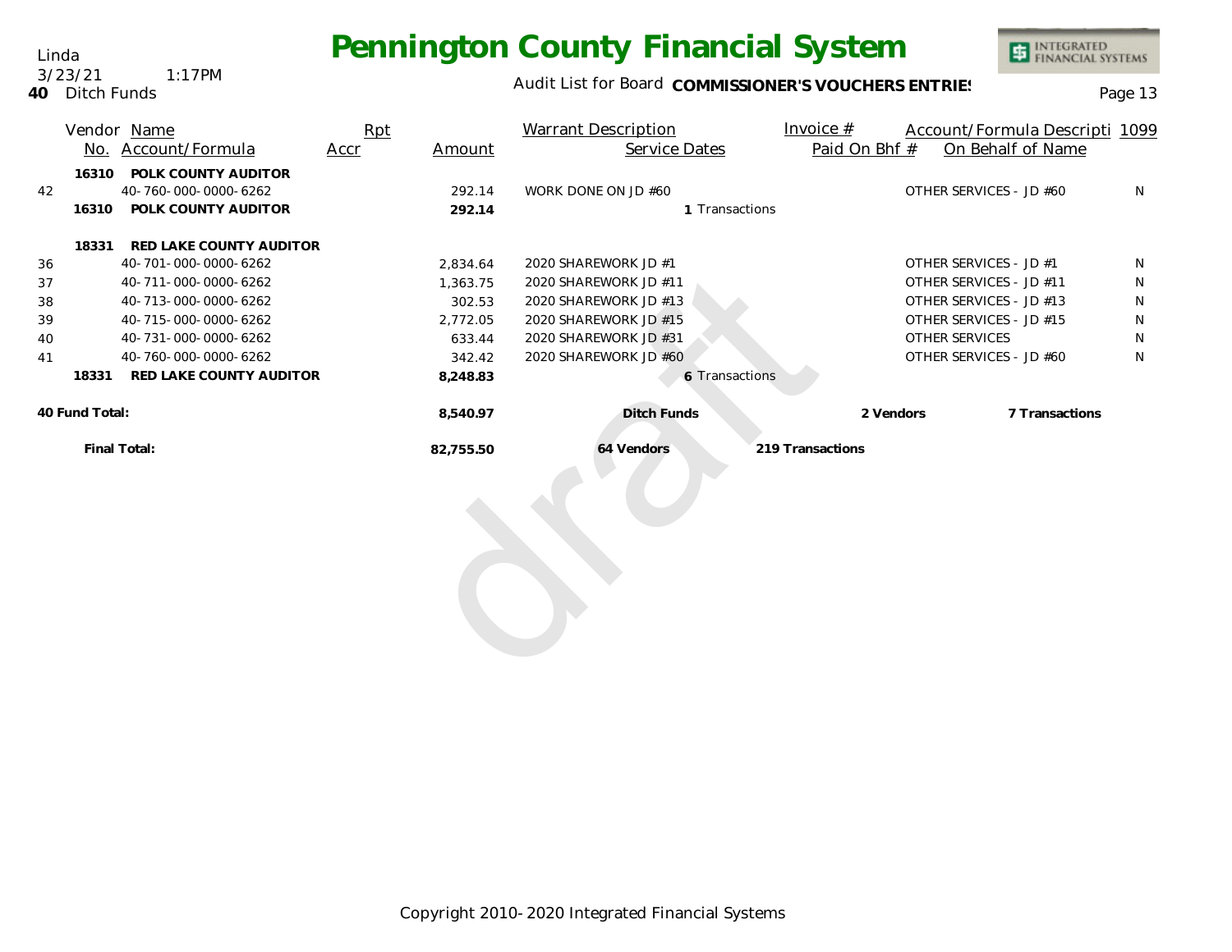# Pennington County Financial System

Linda
3/23/21 1:17PM
**40** Ditch Funds

Audit List for Board **COMMISSIONER'S VOUCHERS ENTRIES**

| | Vendor No. | Name / Account/Formula | Rpt Accr | Amount | Warrant Description / Service Dates | Invoice # / Paid On Bhf # | Account/Formula Descripti / On Behalf of Name | 1099 |
|---|---|---|---|---|---|---|---|---|
| | **16310** | **POLK COUNTY AUDITOR** | | | | | | |
| 42 | | 40-760-000-0000-6262 | | 292.14 | WORK DONE ON JD #60 | | OTHER SERVICES - JD #60 | N |
| | **16310** | **POLK COUNTY AUDITOR** | | **292.14** | **1** Transactions | | | |
| | **18331** | **RED LAKE COUNTY AUDITOR** | | | | | | |
| 36 | | 40-701-000-0000-6262 | | 2,834.64 | 2020 SHAREWORK JD #1 | | OTHER SERVICES - JD #1 | N |
| 37 | | 40-711-000-0000-6262 | | 1,363.75 | 2020 SHAREWORK JD #11 | | OTHER SERVICES - JD #11 | N |
| 38 | | 40-713-000-0000-6262 | | 302.53 | 2020 SHAREWORK JD #13 | | OTHER SERVICES - JD #13 | N |
| 39 | | 40-715-000-0000-6262 | | 2,772.05 | 2020 SHAREWORK JD #15 | | OTHER SERVICES - JD #15 | N |
| 40 | | 40-731-000-0000-6262 | | 633.44 | 2020 SHAREWORK JD #31 | | OTHER SERVICES | N |
| 41 | | 40-760-000-0000-6262 | | 342.42 | 2020 SHAREWORK JD #60 | | OTHER SERVICES - JD #60 | N |
| | **18331** | **RED LAKE COUNTY AUDITOR** | | **8,248.83** | **6** Transactions | | | |
| **40 Fund Total:** | | | | **8,540.97** | **Ditch Funds** | **2 Vendors** | **7 Transactions** | |
| | **Final Total:** | | | **82,755.50** | **64 Vendors** | **219 Transactions** | | |

draft

Copyright 2010-2020 Integrated Financial Systems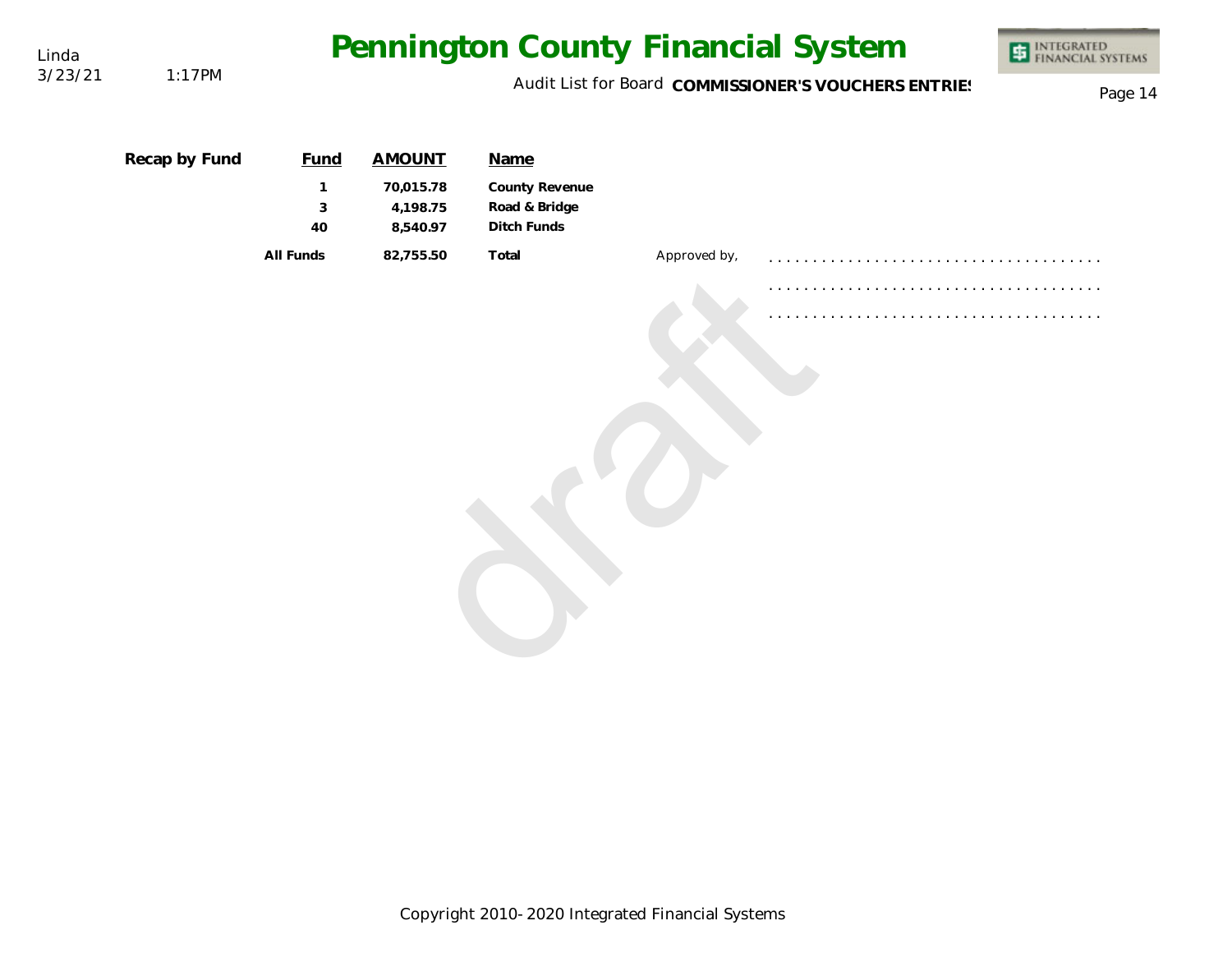**Recap by Fund**

| Fund | AMOUNT | Name |
|---|---|---|
| 1 | 70,015.78 | County Revenue |
| 3 | 4,198.75 | Road & Bridge |
| 40 | 8,540.97 | Ditch Funds |
| All Funds | 82,755.50 | Total |

Approved by,

. . . . . . . . . . . . . . . . . . . . . . . . . . . . . . . . . . . .

. . . . . . . . . . . . . . . . . . . . . . . . . . . . . . . . . . . .

. . . . . . . . . . . . . . . . . . . . . . . . . . . . . . . . . . . .

draft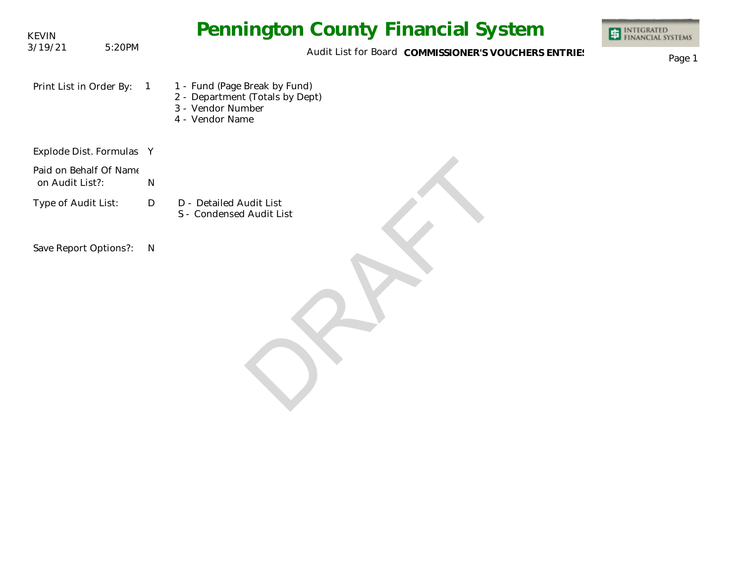KEVIN
3/19/21 5:20PM

# Pennington County Financial System

Audit List for Board **COMMISSIONER'S VOUCHERS ENTRIES**

Print List in Order By: 1

- 1 - Fund (Page Break by Fund)
- 2 - Department (Totals by Dept)
- 3 - Vendor Number
- 4 - Vendor Name

Explode Dist. Formulas Y

Paid on Behalf Of Name on Audit List?: N

Type of Audit List: D

- D - Detailed Audit List
- S - Condensed Audit List

Save Report Options?: N

DRAFT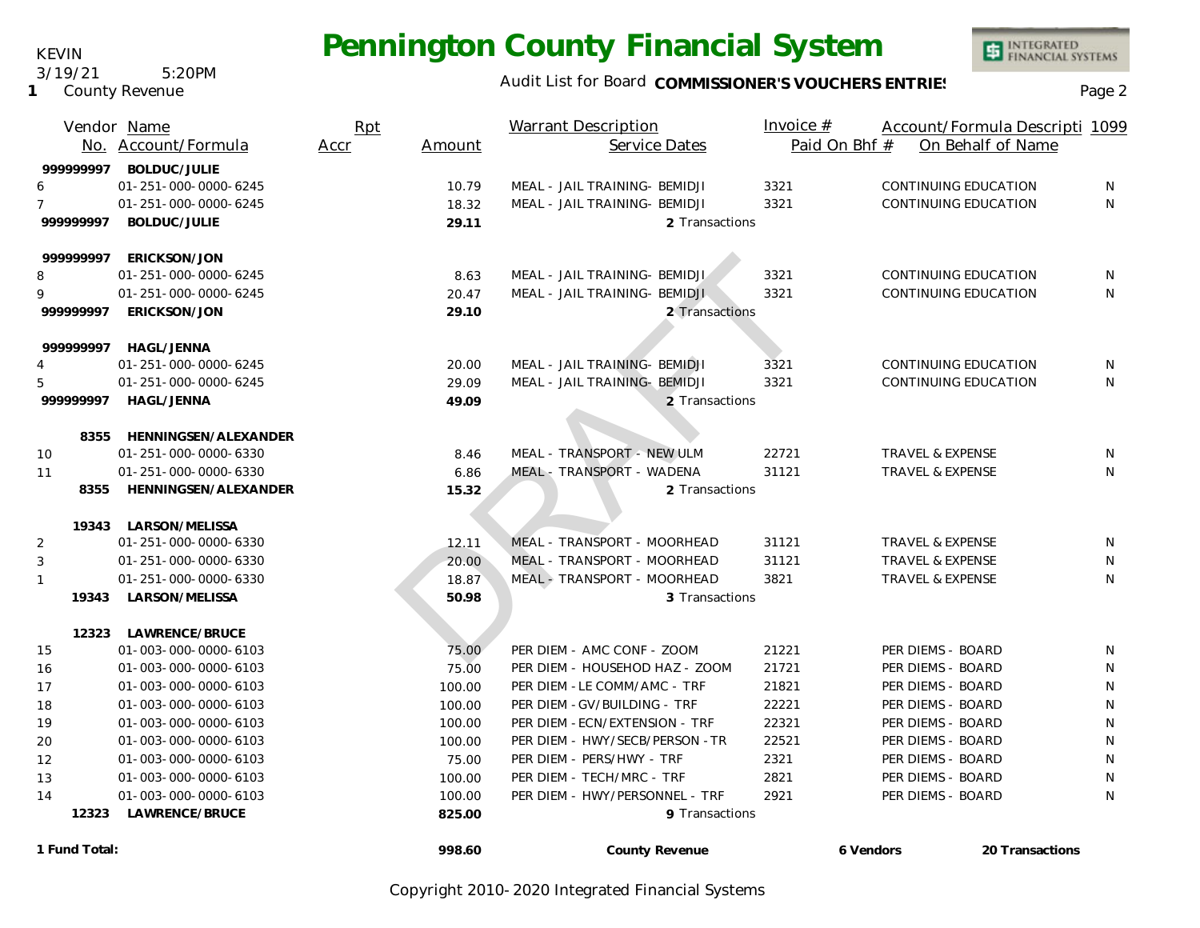KEVIN
3/19/21 5:20PM
1 County Revenue

# Pennington County Financial System

Audit List for Board **COMMISSIONER'S VOUCHERS ENTRIES**

| Vendor No. | Name / Account/Formula | Rpt Accr | Amount | Warrant Description / Service Dates | Invoice # / Paid On Bhf # | Account/Formula Descripti / On Behalf of Name | 1099 |
|---|---|---|---|---|---|---|---|
| 999999997 | **BOLDUC/JULIE** | | | | | | |
| 6 | 01-251-000-0000-6245 | | 10.79 | MEAL - JAIL TRAINING- BEMIDJI | 3321 | CONTINUING EDUCATION | N |
| 7 | 01-251-000-0000-6245 | | 18.32 | MEAL - JAIL TRAINING- BEMIDJI | 3321 | CONTINUING EDUCATION | N |
| 999999997 | **BOLDUC/JULIE** | | **29.11** | 2 Transactions | | | |
| 999999997 | **ERICKSON/JON** | | | | | | |
| 8 | 01-251-000-0000-6245 | | 8.63 | MEAL - JAIL TRAINING- BEMIDJI | 3321 | CONTINUING EDUCATION | N |
| 9 | 01-251-000-0000-6245 | | 20.47 | MEAL - JAIL TRAINING- BEMIDJI | 3321 | CONTINUING EDUCATION | N |
| 999999997 | **ERICKSON/JON** | | **29.10** | 2 Transactions | | | |
| 999999997 | **HAGL/JENNA** | | | | | | |
| 4 | 01-251-000-0000-6245 | | 20.00 | MEAL - JAIL TRAINING- BEMIDJI | 3321 | CONTINUING EDUCATION | N |
| 5 | 01-251-000-0000-6245 | | 29.09 | MEAL - JAIL TRAINING- BEMIDJI | 3321 | CONTINUING EDUCATION | N |
| 999999997 | **HAGL/JENNA** | | **49.09** | 2 Transactions | | | |
| 8355 | **HENNINGSEN/ALEXANDER** | | | | | | |
| 10 | 01-251-000-0000-6330 | | 8.46 | MEAL - TRANSPORT - NEW ULM | 22721 | TRAVEL & EXPENSE | N |
| 11 | 01-251-000-0000-6330 | | 6.86 | MEAL - TRANSPORT - WADENA | 31121 | TRAVEL & EXPENSE | N |
| 8355 | **HENNINGSEN/ALEXANDER** | | **15.32** | 2 Transactions | | | |
| 19343 | **LARSON/MELISSA** | | | | | | |
| 2 | 01-251-000-0000-6330 | | 12.11 | MEAL - TRANSPORT - MOORHEAD | 31121 | TRAVEL & EXPENSE | N |
| 3 | 01-251-000-0000-6330 | | 20.00 | MEAL - TRANSPORT - MOORHEAD | 31121 | TRAVEL & EXPENSE | N |
| 1 | 01-251-000-0000-6330 | | 18.87 | MEAL - TRANSPORT - MOORHEAD | 3821 | TRAVEL & EXPENSE | N |
| 19343 | **LARSON/MELISSA** | | **50.98** | 3 Transactions | | | |
| 12323 | **LAWRENCE/BRUCE** | | | | | | |
| 15 | 01-003-000-0000-6103 | | 75.00 | PER DIEM - AMC CONF - ZOOM | 21221 | PER DIEMS - BOARD | N |
| 16 | 01-003-000-0000-6103 | | 75.00 | PER DIEM - HOUSEHOD HAZ - ZOOM | 21721 | PER DIEMS - BOARD | N |
| 17 | 01-003-000-0000-6103 | | 100.00 | PER DIEM - LE COMM/AMC - TRF | 21821 | PER DIEMS - BOARD | N |
| 18 | 01-003-000-0000-6103 | | 100.00 | PER DIEM - GV/BUILDING - TRF | 22221 | PER DIEMS - BOARD | N |
| 19 | 01-003-000-0000-6103 | | 100.00 | PER DIEM - ECN/EXTENSION - TRF | 22321 | PER DIEMS - BOARD | N |
| 20 | 01-003-000-0000-6103 | | 100.00 | PER DIEM - HWY/SECB/PERSON - TR | 22521 | PER DIEMS - BOARD | N |
| 12 | 01-003-000-0000-6103 | | 75.00 | PER DIEM - PERS/HWY - TRF | 2321 | PER DIEMS - BOARD | N |
| 13 | 01-003-000-0000-6103 | | 100.00 | PER DIEM - TECH/MRC - TRF | 2821 | PER DIEMS - BOARD | N |
| 14 | 01-003-000-0000-6103 | | 100.00 | PER DIEM - HWY/PERSONNEL - TRF | 2921 | PER DIEMS - BOARD | N |
| 12323 | **LAWRENCE/BRUCE** | | **825.00** | 9 Transactions | | | |
| **1 Fund Total:** | | | **998.60** | **County Revenue** | **6 Vendors** | **20 Transactions** | |

Copyright 2010-2020 Integrated Financial Systems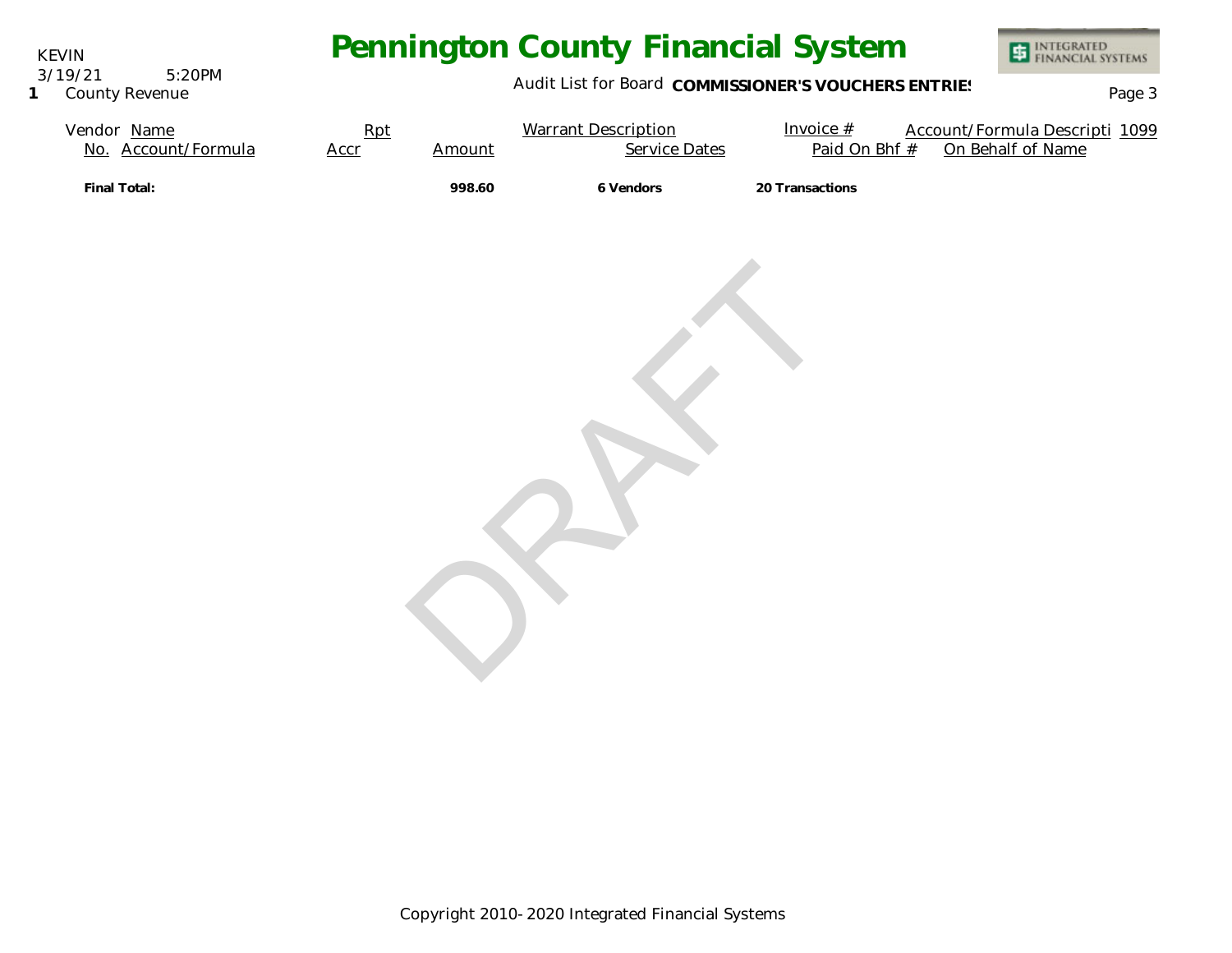KEVIN
3/19/21 5:20PM
1 County Revenue

# Pennington County Financial System

Audit List for Board **COMMISSIONER'S VOUCHERS ENTRIES**

| Vendor Name | Rpt | | Warrant Description | Invoice # | Account/Formula Descripti | 1099 |
|---|---|---|---|---|---|---|
| No. Account/Formula | Accr | Amount | Service Dates | Paid On Bhf # | On Behalf of Name | |
| **Final Total:** | | **998.60** | **6 Vendors** | **20 Transactions** | | |

DRAFT

Copyright 2010-2020 Integrated Financial Systems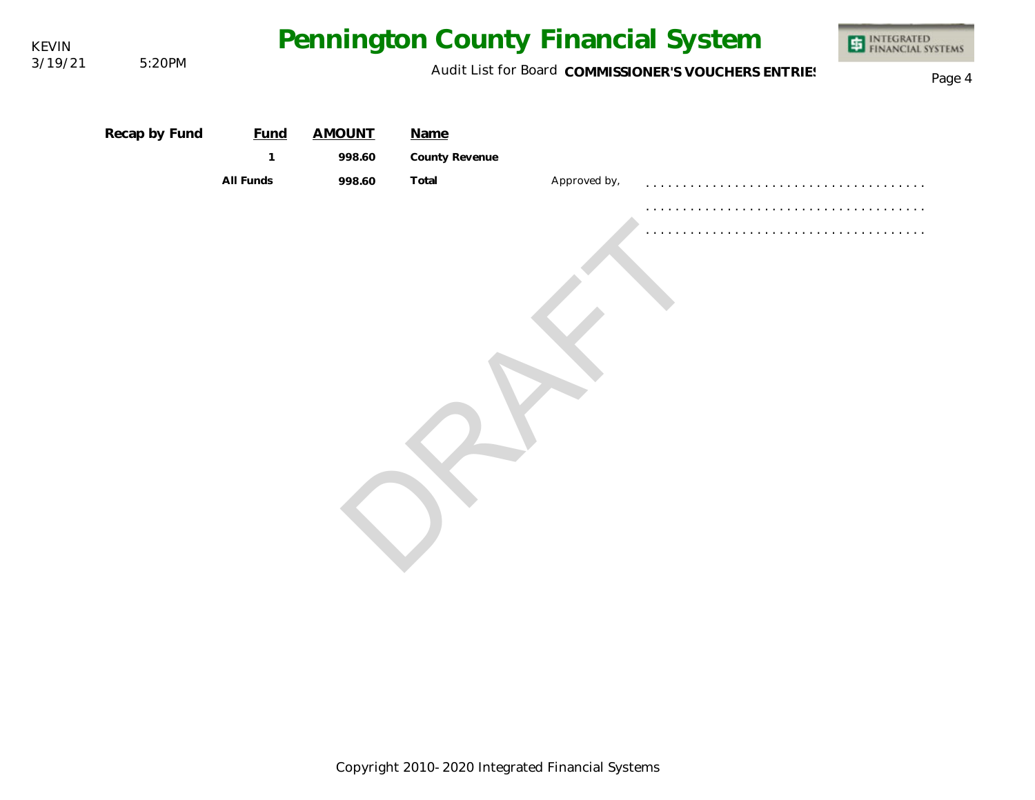# Pennington County Financial System

Audit List for Board **COMMISSIONER'S VOUCHERS ENTRIES**

KEVIN
3/19/21 5:20PM

| Recap by Fund | Fund | AMOUNT | Name |
|---|---|---|---|
| | 1 | 998.60 | County Revenue |
| | All Funds | 998.60 | Total |

Approved by,

. . . . . . . . . . . . . . . . . . . . . . . . . . . . . . . . . . . .

. . . . . . . . . . . . . . . . . . . . . . . . . . . . . . . . . . . .

. . . . . . . . . . . . . . . . . . . . . . . . . . . . . . . . . . . .

DRAFT

Copyright 2010-2020 Integrated Financial Systems